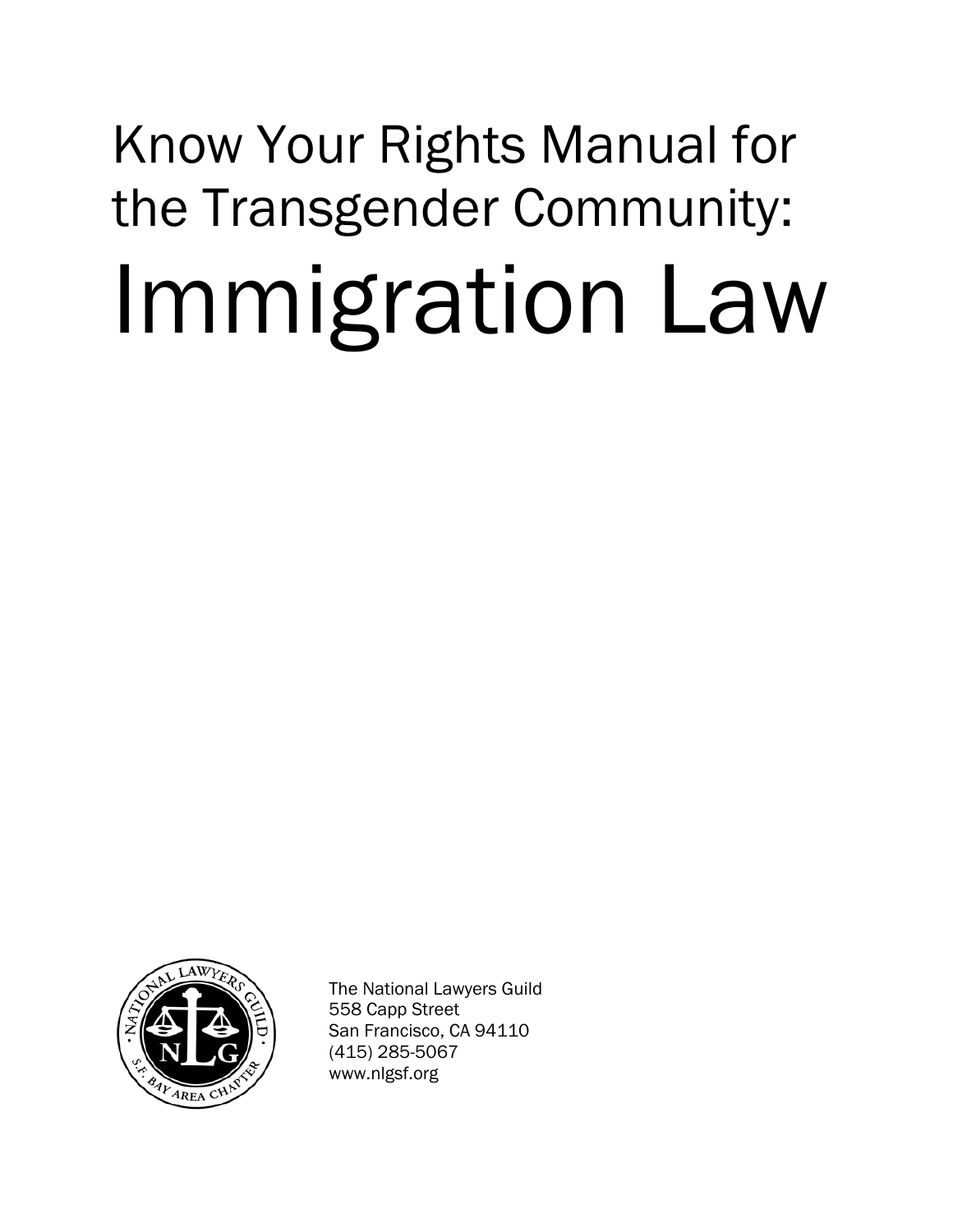# Know Your Rights Manual for the Transgender Community:

# Immigration Law

The National Lawyers Guild
558 Capp Street
San Francisco, CA 94110
(415) 285-5067
www.nlgsf.org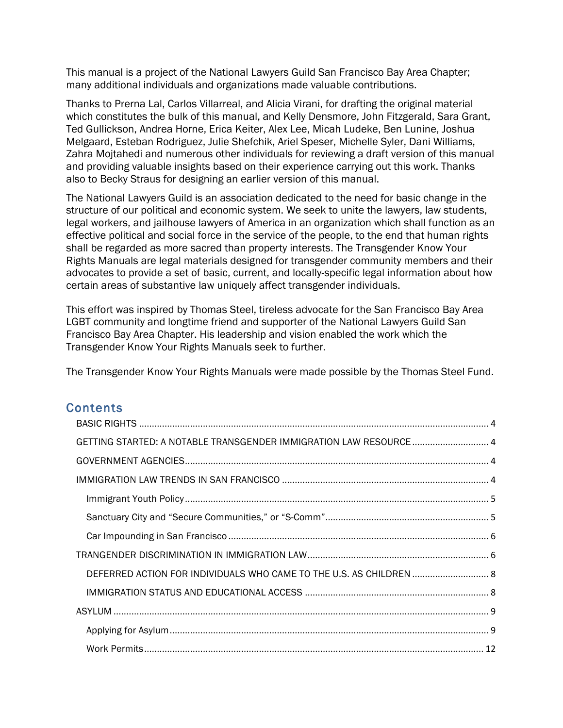This manual is a project of the National Lawyers Guild San Francisco Bay Area Chapter; many additional individuals and organizations made valuable contributions.

Thanks to Prerna Lal, Carlos Villarreal, and Alicia Virani, for drafting the original material which constitutes the bulk of this manual, and Kelly Densmore, John Fitzgerald, Sara Grant, Ted Gullickson, Andrea Horne, Erica Keiter, Alex Lee, Micah Ludeke, Ben Lunine, Joshua Melgaard, Esteban Rodriguez, Julie Shefchik, Ariel Speser, Michelle Syler, Dani Williams, Zahra Mojtahedi and numerous other individuals for reviewing a draft version of this manual and providing valuable insights based on their experience carrying out this work. Thanks also to Becky Straus for designing an earlier version of this manual.

The National Lawyers Guild is an association dedicated to the need for basic change in the structure of our political and economic system. We seek to unite the lawyers, law students, legal workers, and jailhouse lawyers of America in an organization which shall function as an effective political and social force in the service of the people, to the end that human rights shall be regarded as more sacred than property interests. The Transgender Know Your Rights Manuals are legal materials designed for transgender community members and their advocates to provide a set of basic, current, and locally-specific legal information about how certain areas of substantive law uniquely affect transgender individuals.

This effort was inspired by Thomas Steel, tireless advocate for the San Francisco Bay Area LGBT community and longtime friend and supporter of the National Lawyers Guild San Francisco Bay Area Chapter. His leadership and vision enabled the work which the Transgender Know Your Rights Manuals seek to further.

The Transgender Know Your Rights Manuals were made possible by the Thomas Steel Fund.

## Contents

- BASIC RIGHTS ..... 4
- GETTING STARTED: A NOTABLE TRANSGENDER IMMIGRATION LAW RESOURCE ..... 4
- GOVERNMENT AGENCIES ..... 4
- IMMIGRATION LAW TRENDS IN SAN FRANCISCO ..... 4
  - Immigrant Youth Policy ..... 5
  - Sanctuary City and "Secure Communities," or "S-Comm" ..... 5
  - Car Impounding in San Francisco ..... 6
- TRANGENDER DISCRIMINATION IN IMMIGRATION LAW ..... 6
  - DEFERRED ACTION FOR INDIVIDUALS WHO CAME TO THE U.S. AS CHILDREN ..... 8
  - IMMIGRATION STATUS AND EDUCATIONAL ACCESS ..... 8
- ASYLUM ..... 9
  - Applying for Asylum ..... 9
  - Work Permits ..... 12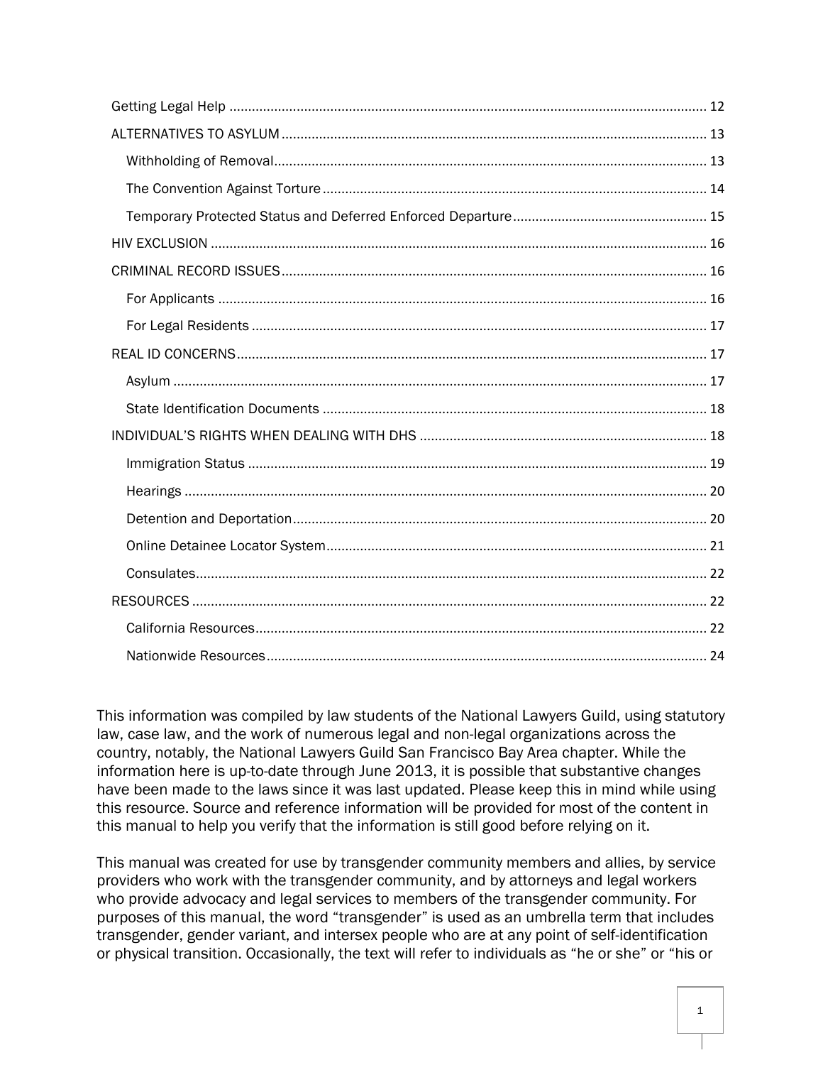Getting Legal Help ............................................................................................................................ 12

ALTERNATIVES TO ASYLUM .............................................................................................................. 13

- Withholding of Removal ................................................................................................................. 13
- The Convention Against Torture .................................................................................................... 14
- Temporary Protected Status and Deferred Enforced Departure .................................................. 15

HIV EXCLUSION .................................................................................................................................. 16

CRIMINAL RECORD ISSUES .............................................................................................................. 16

- For Applicants ................................................................................................................................ 16
- For Legal Residents ....................................................................................................................... 17

REAL ID CONCERNS ........................................................................................................................... 17

- Asylum ............................................................................................................................................ 17
- State Identification Documents .................................................................................................... 18

INDIVIDUAL'S RIGHTS WHEN DEALING WITH DHS .......................................................................... 18

- Immigration Status ......................................................................................................................... 19
- Hearings .......................................................................................................................................... 20
- Detention and Deportation ............................................................................................................ 20
- Online Detainee Locator System ................................................................................................... 21
- Consulates ...................................................................................................................................... 22

RESOURCES ....................................................................................................................................... 22

- California Resources ...................................................................................................................... 22
- Nationwide Resources ................................................................................................................... 24

This information was compiled by law students of the National Lawyers Guild, using statutory law, case law, and the work of numerous legal and non-legal organizations across the country, notably, the National Lawyers Guild San Francisco Bay Area chapter. While the information here is up-to-date through June 2013, it is possible that substantive changes have been made to the laws since it was last updated. Please keep this in mind while using this resource. Source and reference information will be provided for most of the content in this manual to help you verify that the information is still good before relying on it.

This manual was created for use by transgender community members and allies, by service providers who work with the transgender community, and by attorneys and legal workers who provide advocacy and legal services to members of the transgender community. For purposes of this manual, the word "transgender" is used as an umbrella term that includes transgender, gender variant, and intersex people who are at any point of self-identification or physical transition. Occasionally, the text will refer to individuals as "he or she" or "his or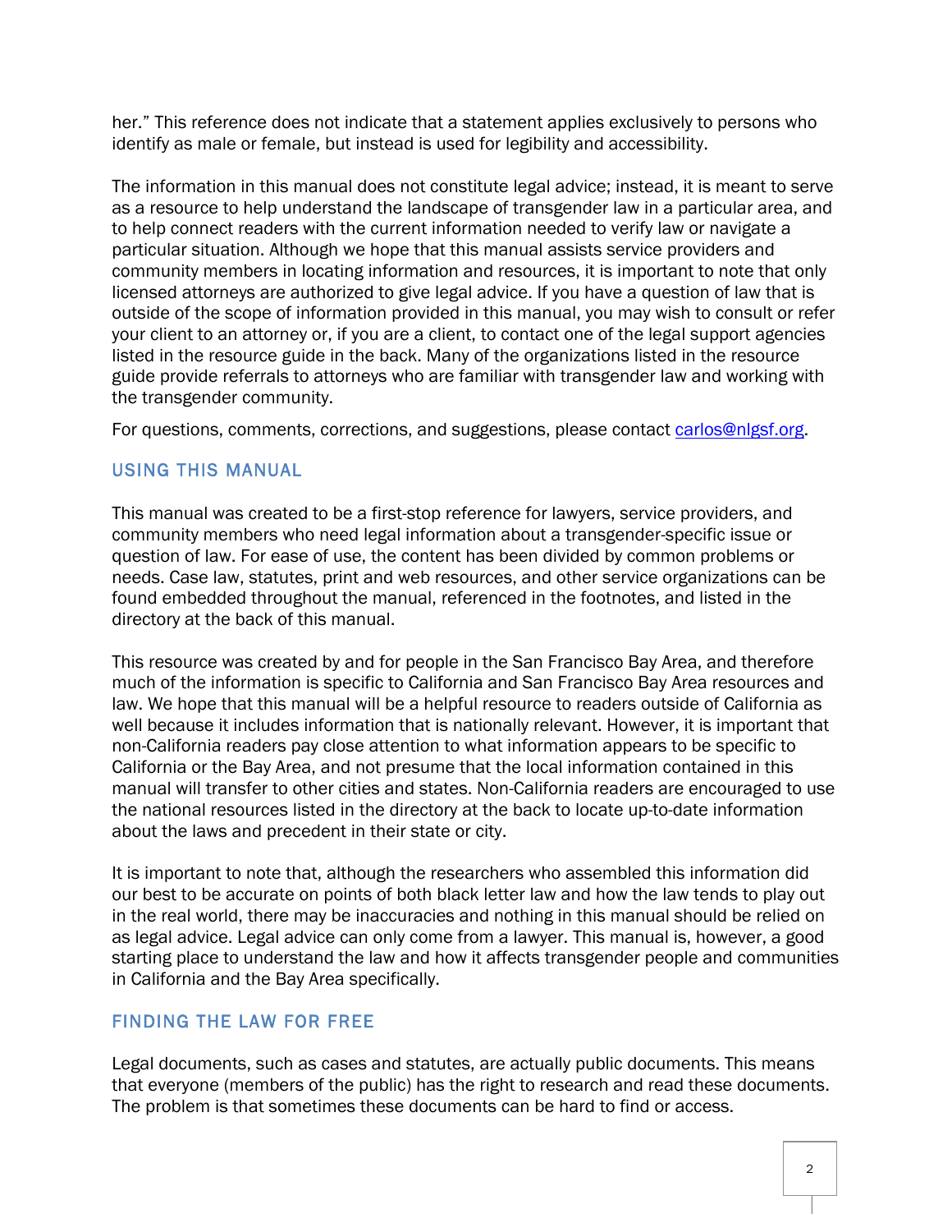her." This reference does not indicate that a statement applies exclusively to persons who identify as male or female, but instead is used for legibility and accessibility.

The information in this manual does not constitute legal advice; instead, it is meant to serve as a resource to help understand the landscape of transgender law in a particular area, and to help connect readers with the current information needed to verify law or navigate a particular situation. Although we hope that this manual assists service providers and community members in locating information and resources, it is important to note that only licensed attorneys are authorized to give legal advice. If you have a question of law that is outside of the scope of information provided in this manual, you may wish to consult or refer your client to an attorney or, if you are a client, to contact one of the legal support agencies listed in the resource guide in the back. Many of the organizations listed in the resource guide provide referrals to attorneys who are familiar with transgender law and working with the transgender community.

For questions, comments, corrections, and suggestions, please contact carlos@nlgsf.org.

## USING THIS MANUAL

This manual was created to be a first-stop reference for lawyers, service providers, and community members who need legal information about a transgender-specific issue or question of law. For ease of use, the content has been divided by common problems or needs. Case law, statutes, print and web resources, and other service organizations can be found embedded throughout the manual, referenced in the footnotes, and listed in the directory at the back of this manual.

This resource was created by and for people in the San Francisco Bay Area, and therefore much of the information is specific to California and San Francisco Bay Area resources and law. We hope that this manual will be a helpful resource to readers outside of California as well because it includes information that is nationally relevant. However, it is important that non-California readers pay close attention to what information appears to be specific to California or the Bay Area, and not presume that the local information contained in this manual will transfer to other cities and states. Non-California readers are encouraged to use the national resources listed in the directory at the back to locate up-to-date information about the laws and precedent in their state or city.

It is important to note that, although the researchers who assembled this information did our best to be accurate on points of both black letter law and how the law tends to play out in the real world, there may be inaccuracies and nothing in this manual should be relied on as legal advice. Legal advice can only come from a lawyer. This manual is, however, a good starting place to understand the law and how it affects transgender people and communities in California and the Bay Area specifically.

## FINDING THE LAW FOR FREE

Legal documents, such as cases and statutes, are actually public documents. This means that everyone (members of the public) has the right to research and read these documents. The problem is that sometimes these documents can be hard to find or access.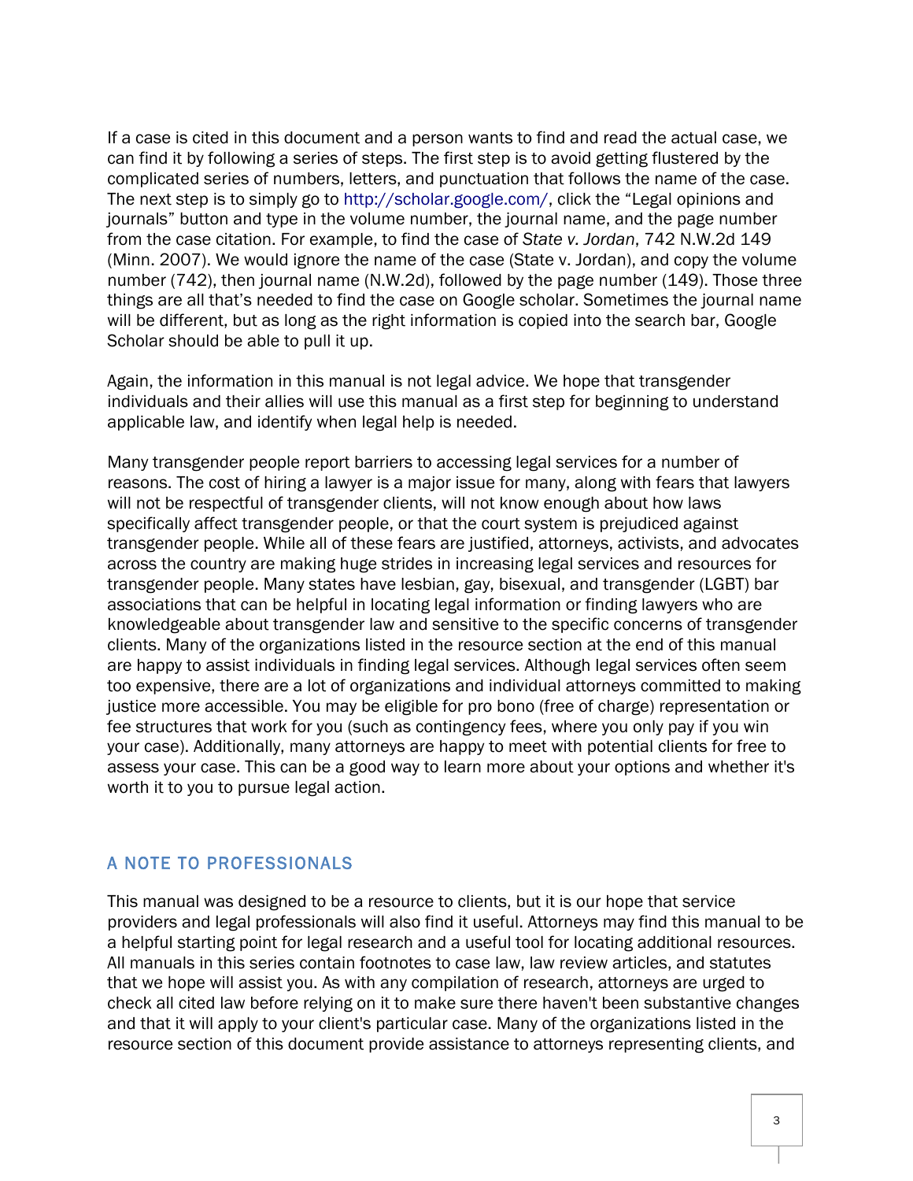If a case is cited in this document and a person wants to find and read the actual case, we can find it by following a series of steps. The first step is to avoid getting flustered by the complicated series of numbers, letters, and punctuation that follows the name of the case. The next step is to simply go to http://scholar.google.com/, click the "Legal opinions and journals" button and type in the volume number, the journal name, and the page number from the case citation. For example, to find the case of *State v. Jordan*, 742 N.W.2d 149 (Minn. 2007). We would ignore the name of the case (State v. Jordan), and copy the volume number (742), then journal name (N.W.2d), followed by the page number (149). Those three things are all that's needed to find the case on Google scholar. Sometimes the journal name will be different, but as long as the right information is copied into the search bar, Google Scholar should be able to pull it up.

Again, the information in this manual is not legal advice. We hope that transgender individuals and their allies will use this manual as a first step for beginning to understand applicable law, and identify when legal help is needed.

Many transgender people report barriers to accessing legal services for a number of reasons. The cost of hiring a lawyer is a major issue for many, along with fears that lawyers will not be respectful of transgender clients, will not know enough about how laws specifically affect transgender people, or that the court system is prejudiced against transgender people. While all of these fears are justified, attorneys, activists, and advocates across the country are making huge strides in increasing legal services and resources for transgender people. Many states have lesbian, gay, bisexual, and transgender (LGBT) bar associations that can be helpful in locating legal information or finding lawyers who are knowledgeable about transgender law and sensitive to the specific concerns of transgender clients. Many of the organizations listed in the resource section at the end of this manual are happy to assist individuals in finding legal services. Although legal services often seem too expensive, there are a lot of organizations and individual attorneys committed to making justice more accessible. You may be eligible for pro bono (free of charge) representation or fee structures that work for you (such as contingency fees, where you only pay if you win your case). Additionally, many attorneys are happy to meet with potential clients for free to assess your case. This can be a good way to learn more about your options and whether it's worth it to you to pursue legal action.

## A NOTE TO PROFESSIONALS

This manual was designed to be a resource to clients, but it is our hope that service providers and legal professionals will also find it useful. Attorneys may find this manual to be a helpful starting point for legal research and a useful tool for locating additional resources. All manuals in this series contain footnotes to case law, law review articles, and statutes that we hope will assist you. As with any compilation of research, attorneys are urged to check all cited law before relying on it to make sure there haven't been substantive changes and that it will apply to your client's particular case. Many of the organizations listed in the resource section of this document provide assistance to attorneys representing clients, and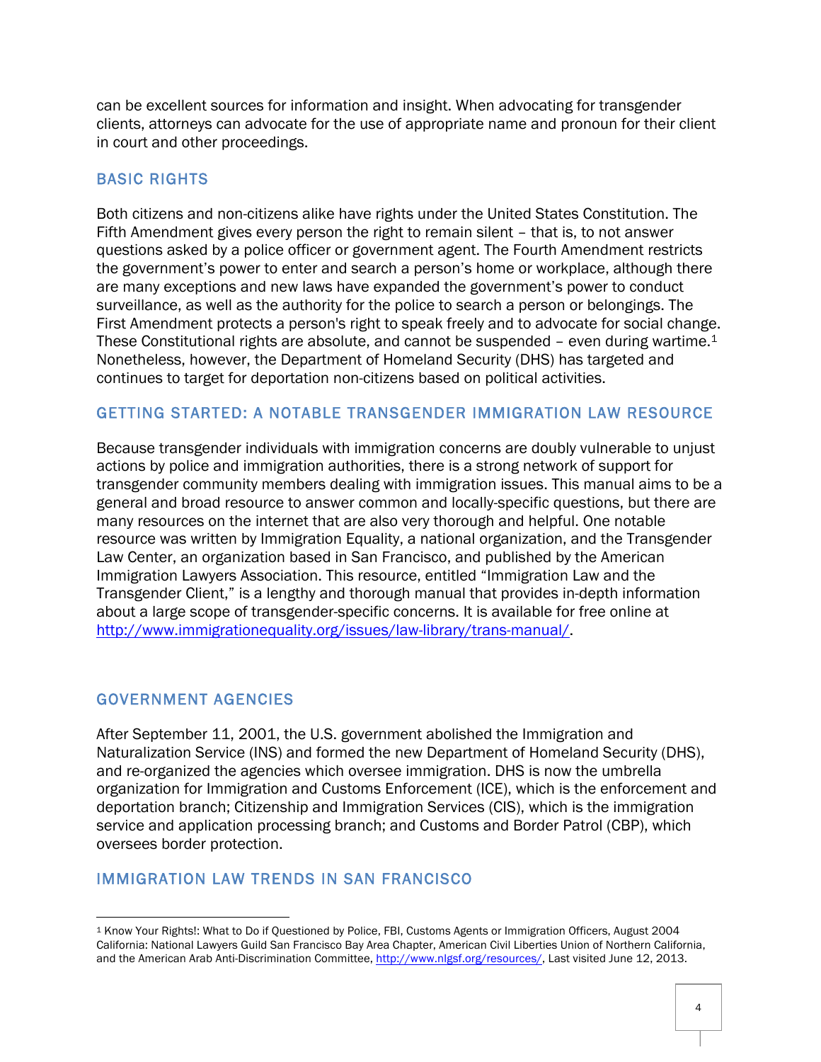can be excellent sources for information and insight. When advocating for transgender clients, attorneys can advocate for the use of appropriate name and pronoun for their client in court and other proceedings.

## BASIC RIGHTS

Both citizens and non-citizens alike have rights under the United States Constitution. The Fifth Amendment gives every person the right to remain silent – that is, to not answer questions asked by a police officer or government agent. The Fourth Amendment restricts the government's power to enter and search a person's home or workplace, although there are many exceptions and new laws have expanded the government's power to conduct surveillance, as well as the authority for the police to search a person or belongings. The First Amendment protects a person's right to speak freely and to advocate for social change. These Constitutional rights are absolute, and cannot be suspended – even during wartime.[1] Nonetheless, however, the Department of Homeland Security (DHS) has targeted and continues to target for deportation non-citizens based on political activities.

## GETTING STARTED: A NOTABLE TRANSGENDER IMMIGRATION LAW RESOURCE

Because transgender individuals with immigration concerns are doubly vulnerable to unjust actions by police and immigration authorities, there is a strong network of support for transgender community members dealing with immigration issues. This manual aims to be a general and broad resource to answer common and locally-specific questions, but there are many resources on the internet that are also very thorough and helpful. One notable resource was written by Immigration Equality, a national organization, and the Transgender Law Center, an organization based in San Francisco, and published by the American Immigration Lawyers Association. This resource, entitled "Immigration Law and the Transgender Client," is a lengthy and thorough manual that provides in-depth information about a large scope of transgender-specific concerns. It is available for free online at http://www.immigrationequality.org/issues/law-library/trans-manual/.

## GOVERNMENT AGENCIES

After September 11, 2001, the U.S. government abolished the Immigration and Naturalization Service (INS) and formed the new Department of Homeland Security (DHS), and re-organized the agencies which oversee immigration. DHS is now the umbrella organization for Immigration and Customs Enforcement (ICE), which is the enforcement and deportation branch; Citizenship and Immigration Services (CIS), which is the immigration service and application processing branch; and Customs and Border Patrol (CBP), which oversees border protection.

## IMMIGRATION LAW TRENDS IN SAN FRANCISCO

---

[1] Know Your Rights!: What to Do if Questioned by Police, FBI, Customs Agents or Immigration Officers, August 2004 California: National Lawyers Guild San Francisco Bay Area Chapter, American Civil Liberties Union of Northern California, and the American Arab Anti-Discrimination Committee, http://www.nlgsf.org/resources/, Last visited June 12, 2013.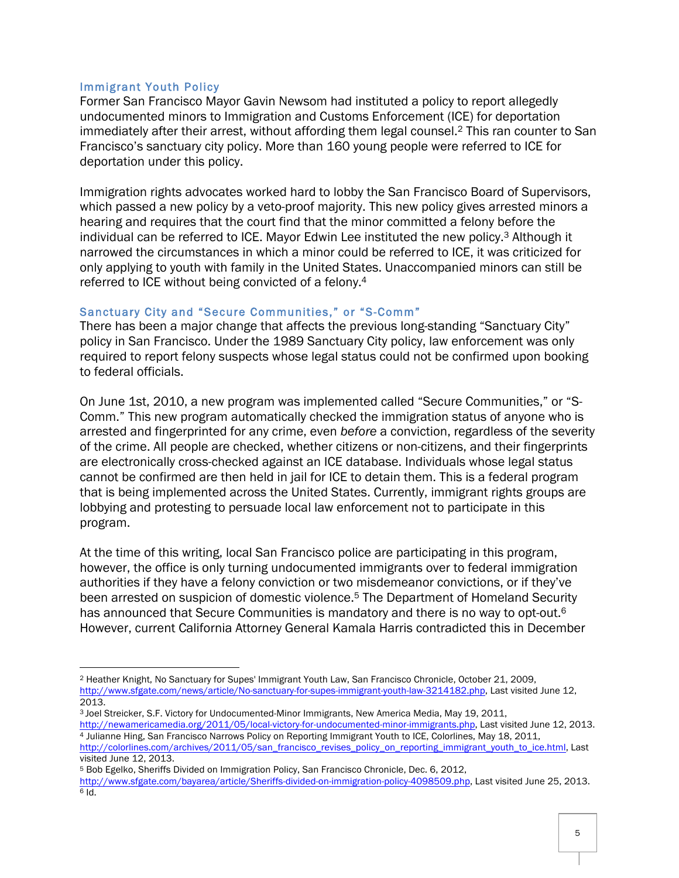### Immigrant Youth Policy

Former San Francisco Mayor Gavin Newsom had instituted a policy to report allegedly undocumented minors to Immigration and Customs Enforcement (ICE) for deportation immediately after their arrest, without affording them legal counsel.[2] This ran counter to San Francisco's sanctuary city policy. More than 160 young people were referred to ICE for deportation under this policy.

Immigration rights advocates worked hard to lobby the San Francisco Board of Supervisors, which passed a new policy by a veto-proof majority. This new policy gives arrested minors a hearing and requires that the court find that the minor committed a felony before the individual can be referred to ICE. Mayor Edwin Lee instituted the new policy.[3] Although it narrowed the circumstances in which a minor could be referred to ICE, it was criticized for only applying to youth with family in the United States. Unaccompanied minors can still be referred to ICE without being convicted of a felony.[4]

### Sanctuary City and "Secure Communities," or "S-Comm"

There has been a major change that affects the previous long-standing "Sanctuary City" policy in San Francisco. Under the 1989 Sanctuary City policy, law enforcement was only required to report felony suspects whose legal status could not be confirmed upon booking to federal officials.

On June 1st, 2010, a new program was implemented called "Secure Communities," or "S-Comm." This new program automatically checked the immigration status of anyone who is arrested and fingerprinted for any crime, even *before* a conviction, regardless of the severity of the crime. All people are checked, whether citizens or non-citizens, and their fingerprints are electronically cross-checked against an ICE database. Individuals whose legal status cannot be confirmed are then held in jail for ICE to detain them. This is a federal program that is being implemented across the United States. Currently, immigrant rights groups are lobbying and protesting to persuade local law enforcement not to participate in this program.

At the time of this writing, local San Francisco police are participating in this program, however, the office is only turning undocumented immigrants over to federal immigration authorities if they have a felony conviction or two misdemeanor convictions, or if they've been arrested on suspicion of domestic violence.[5] The Department of Homeland Security has announced that Secure Communities is mandatory and there is no way to opt-out.[6] However, current California Attorney General Kamala Harris contradicted this in December

---

[2] Heather Knight, No Sanctuary for Supes' Immigrant Youth Law, San Francisco Chronicle, October 21, 2009, http://www.sfgate.com/news/article/No-sanctuary-for-supes-immigrant-youth-law-3214182.php, Last visited June 12, 2013.

[3] Joel Streicker, S.F. Victory for Undocumented-Minor Immigrants, New America Media, May 19, 2011, http://newamericamedia.org/2011/05/local-victory-for-undocumented-minor-immigrants.php, Last visited June 12, 2013.

[4] Julianne Hing, San Francisco Narrows Policy on Reporting Immigrant Youth to ICE, Colorlines, May 18, 2011, http://colorlines.com/archives/2011/05/san_francisco_revises_policy_on_reporting_immigrant_youth_to_ice.html, Last visited June 12, 2013.

[5] Bob Egelko, Sheriffs Divided on Immigration Policy, San Francisco Chronicle, Dec. 6, 2012, http://www.sfgate.com/bayarea/article/Sheriffs-divided-on-immigration-policy-4098509.php, Last visited June 25, 2013.

[6] Id.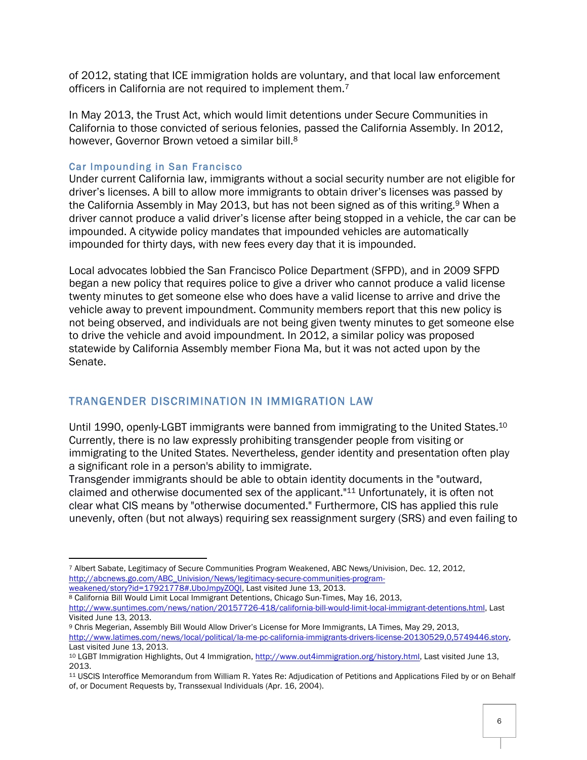of 2012, stating that ICE immigration holds are voluntary, and that local law enforcement officers in California are not required to implement them.[7]

In May 2013, the Trust Act, which would limit detentions under Secure Communities in California to those convicted of serious felonies, passed the California Assembly. In 2012, however, Governor Brown vetoed a similar bill.[8]

### Car Impounding in San Francisco

Under current California law, immigrants without a social security number are not eligible for driver's licenses. A bill to allow more immigrants to obtain driver's licenses was passed by the California Assembly in May 2013, but has not been signed as of this writing.[9] When a driver cannot produce a valid driver's license after being stopped in a vehicle, the car can be impounded. A citywide policy mandates that impounded vehicles are automatically impounded for thirty days, with new fees every day that it is impounded.

Local advocates lobbied the San Francisco Police Department (SFPD), and in 2009 SFPD began a new policy that requires police to give a driver who cannot produce a valid license twenty minutes to get someone else who does have a valid license to arrive and drive the vehicle away to prevent impoundment. Community members report that this new policy is not being observed, and individuals are not being given twenty minutes to get someone else to drive the vehicle and avoid impoundment. In 2012, a similar policy was proposed statewide by California Assembly member Fiona Ma, but it was not acted upon by the Senate.

## TRANGENDER DISCRIMINATION IN IMMIGRATION LAW

Until 1990, openly-LGBT immigrants were banned from immigrating to the United States.[10] Currently, there is no law expressly prohibiting transgender people from visiting or immigrating to the United States. Nevertheless, gender identity and presentation often play a significant role in a person's ability to immigrate.
Transgender immigrants should be able to obtain identity documents in the "outward, claimed and otherwise documented sex of the applicant."[11] Unfortunately, it is often not clear what CIS means by "otherwise documented." Furthermore, CIS has applied this rule unevenly, often (but not always) requiring sex reassignment surgery (SRS) and even failing to

---

[7] Albert Sabate, Legitimacy of Secure Communities Program Weakened, ABC News/Univision, Dec. 12, 2012, http://abcnews.go.com/ABC_Univision/News/legitimacy-secure-communities-program-weakened/story?id=17921778#.UboJmpyZOQI, Last visited June 13, 2013.

[8] California Bill Would Limit Local Immigrant Detentions, Chicago Sun-Times, May 16, 2013, http://www.suntimes.com/news/nation/20157726-418/california-bill-would-limit-local-immigrant-detentions.html, Last Visited June 13, 2013.

[9] Chris Megerian, Assembly Bill Would Allow Driver's License for More Immigrants, LA Times, May 29, 2013, http://www.latimes.com/news/local/political/la-me-pc-california-immigrants-drivers-license-20130529,0,5749446.story, Last visited June 13, 2013.

[10] LGBT Immigration Highlights, Out 4 Immigration, http://www.out4immigration.org/history.html, Last visited June 13, 2013.

[11] USCIS Interoffice Memorandum from William R. Yates Re: Adjudication of Petitions and Applications Filed by or on Behalf of, or Document Requests by, Transsexual Individuals (Apr. 16, 2004).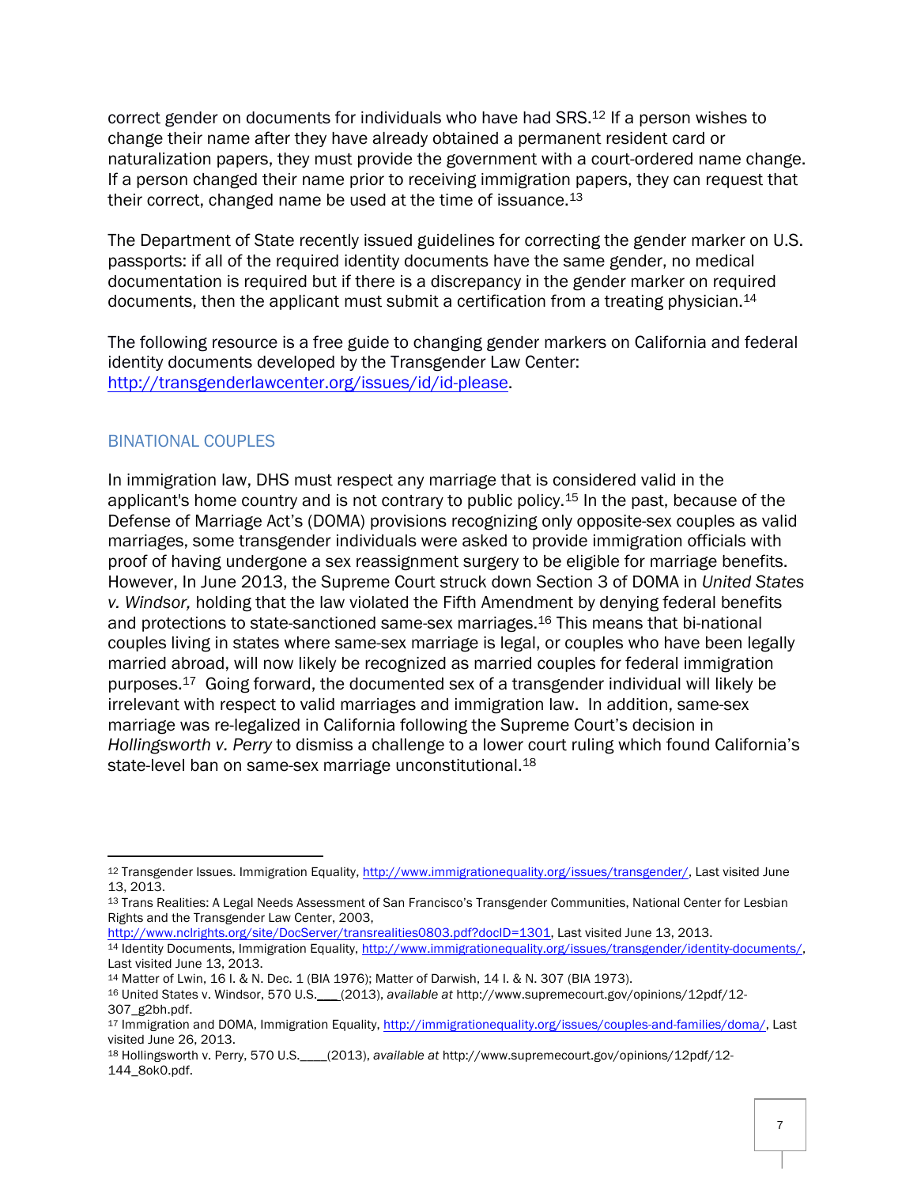correct gender on documents for individuals who have had SRS.[12] If a person wishes to change their name after they have already obtained a permanent resident card or naturalization papers, they must provide the government with a court-ordered name change. If a person changed their name prior to receiving immigration papers, they can request that their correct, changed name be used at the time of issuance.[13]

The Department of State recently issued guidelines for correcting the gender marker on U.S. passports: if all of the required identity documents have the same gender, no medical documentation is required but if there is a discrepancy in the gender marker on required documents, then the applicant must submit a certification from a treating physician.[14]

The following resource is a free guide to changing gender markers on California and federal identity documents developed by the Transgender Law Center: http://transgenderlawcenter.org/issues/id/id-please.

## BINATIONAL COUPLES

In immigration law, DHS must respect any marriage that is considered valid in the applicant's home country and is not contrary to public policy.[15] In the past, because of the Defense of Marriage Act's (DOMA) provisions recognizing only opposite-sex couples as valid marriages, some transgender individuals were asked to provide immigration officials with proof of having undergone a sex reassignment surgery to be eligible for marriage benefits. However, In June 2013, the Supreme Court struck down Section 3 of DOMA in *United States v. Windsor,* holding that the law violated the Fifth Amendment by denying federal benefits and protections to state-sanctioned same-sex marriages.[16] This means that bi-national couples living in states where same-sex marriage is legal, or couples who have been legally married abroad, will now likely be recognized as married couples for federal immigration purposes.[17] Going forward, the documented sex of a transgender individual will likely be irrelevant with respect to valid marriages and immigration law. In addition, same-sex marriage was re-legalized in California following the Supreme Court's decision in *Hollingsworth v. Perry* to dismiss a challenge to a lower court ruling which found California's state-level ban on same-sex marriage unconstitutional.[18]

---

[12] Transgender Issues. Immigration Equality, http://www.immigrationequality.org/issues/transgender/, Last visited June 13, 2013.

[13] Trans Realities: A Legal Needs Assessment of San Francisco's Transgender Communities, National Center for Lesbian Rights and the Transgender Law Center, 2003, http://www.nclrights.org/site/DocServer/transrealities0803.pdf?docID=1301, Last visited June 13, 2013.

[14] Identity Documents, Immigration Equality, http://www.immigrationequality.org/issues/transgender/identity-documents/, Last visited June 13, 2013.

[14] Matter of Lwin, 16 I. & N. Dec. 1 (BIA 1976); Matter of Darwish, 14 I. & N. 307 (BIA 1973).

[16] United States v. Windsor, 570 U.S.___(2013), *available at* http://www.supremecourt.gov/opinions/12pdf/12-307_g2bh.pdf.

[17] Immigration and DOMA, Immigration Equality, http://immigrationequality.org/issues/couples-and-families/doma/, Last visited June 26, 2013.

[18] Hollingsworth v. Perry, 570 U.S.____(2013), *available at* http://www.supremecourt.gov/opinions/12pdf/12-144_8ok0.pdf.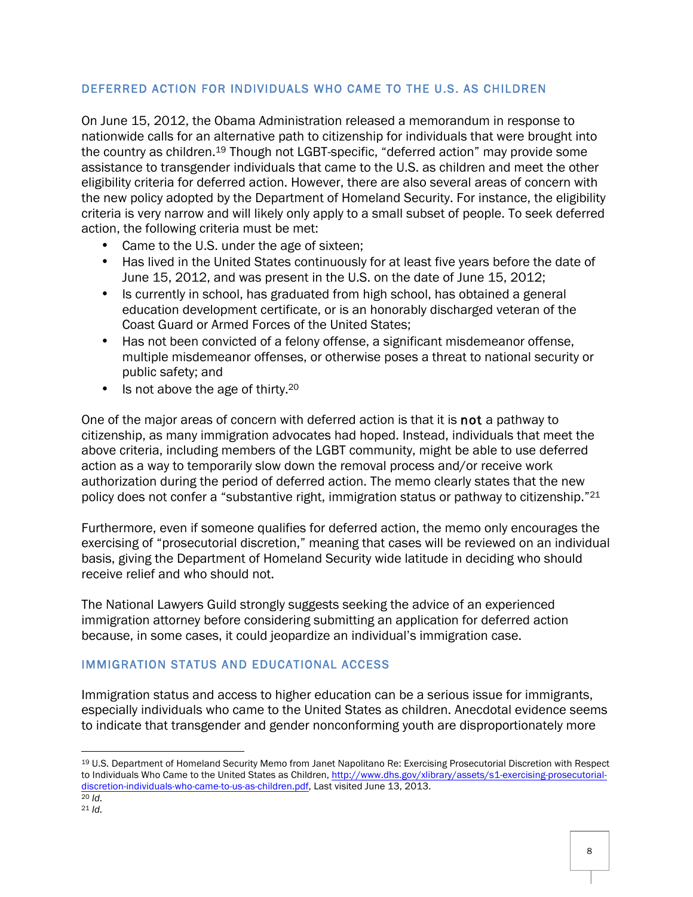## DEFERRED ACTION FOR INDIVIDUALS WHO CAME TO THE U.S. AS CHILDREN

On June 15, 2012, the Obama Administration released a memorandum in response to nationwide calls for an alternative path to citizenship for individuals that were brought into the country as children.[19] Though not LGBT-specific, "deferred action" may provide some assistance to transgender individuals that came to the U.S. as children and meet the other eligibility criteria for deferred action. However, there are also several areas of concern with the new policy adopted by the Department of Homeland Security. For instance, the eligibility criteria is very narrow and will likely only apply to a small subset of people. To seek deferred action, the following criteria must be met:

- Came to the U.S. under the age of sixteen;
- Has lived in the United States continuously for at least five years before the date of June 15, 2012, and was present in the U.S. on the date of June 15, 2012;
- Is currently in school, has graduated from high school, has obtained a general education development certificate, or is an honorably discharged veteran of the Coast Guard or Armed Forces of the United States;
- Has not been convicted of a felony offense, a significant misdemeanor offense, multiple misdemeanor offenses, or otherwise poses a threat to national security or public safety; and
- Is not above the age of thirty.[20]

One of the major areas of concern with deferred action is that it is **not** a pathway to citizenship, as many immigration advocates had hoped. Instead, individuals that meet the above criteria, including members of the LGBT community, might be able to use deferred action as a way to temporarily slow down the removal process and/or receive work authorization during the period of deferred action. The memo clearly states that the new policy does not confer a "substantive right, immigration status or pathway to citizenship."[21]

Furthermore, even if someone qualifies for deferred action, the memo only encourages the exercising of "prosecutorial discretion," meaning that cases will be reviewed on an individual basis, giving the Department of Homeland Security wide latitude in deciding who should receive relief and who should not.

The National Lawyers Guild strongly suggests seeking the advice of an experienced immigration attorney before considering submitting an application for deferred action because, in some cases, it could jeopardize an individual's immigration case.

## IMMIGRATION STATUS AND EDUCATIONAL ACCESS

Immigration status and access to higher education can be a serious issue for immigrants, especially individuals who came to the United States as children. Anecdotal evidence seems to indicate that transgender and gender nonconforming youth are disproportionately more

---

[19] U.S. Department of Homeland Security Memo from Janet Napolitano Re: Exercising Prosecutorial Discretion with Respect to Individuals Who Came to the United States as Children, http://www.dhs.gov/xlibrary/assets/s1-exercising-prosecutorial-discretion-individuals-who-came-to-us-as-children.pdf, Last visited June 13, 2013.

[20] *Id.*

[21] *Id.*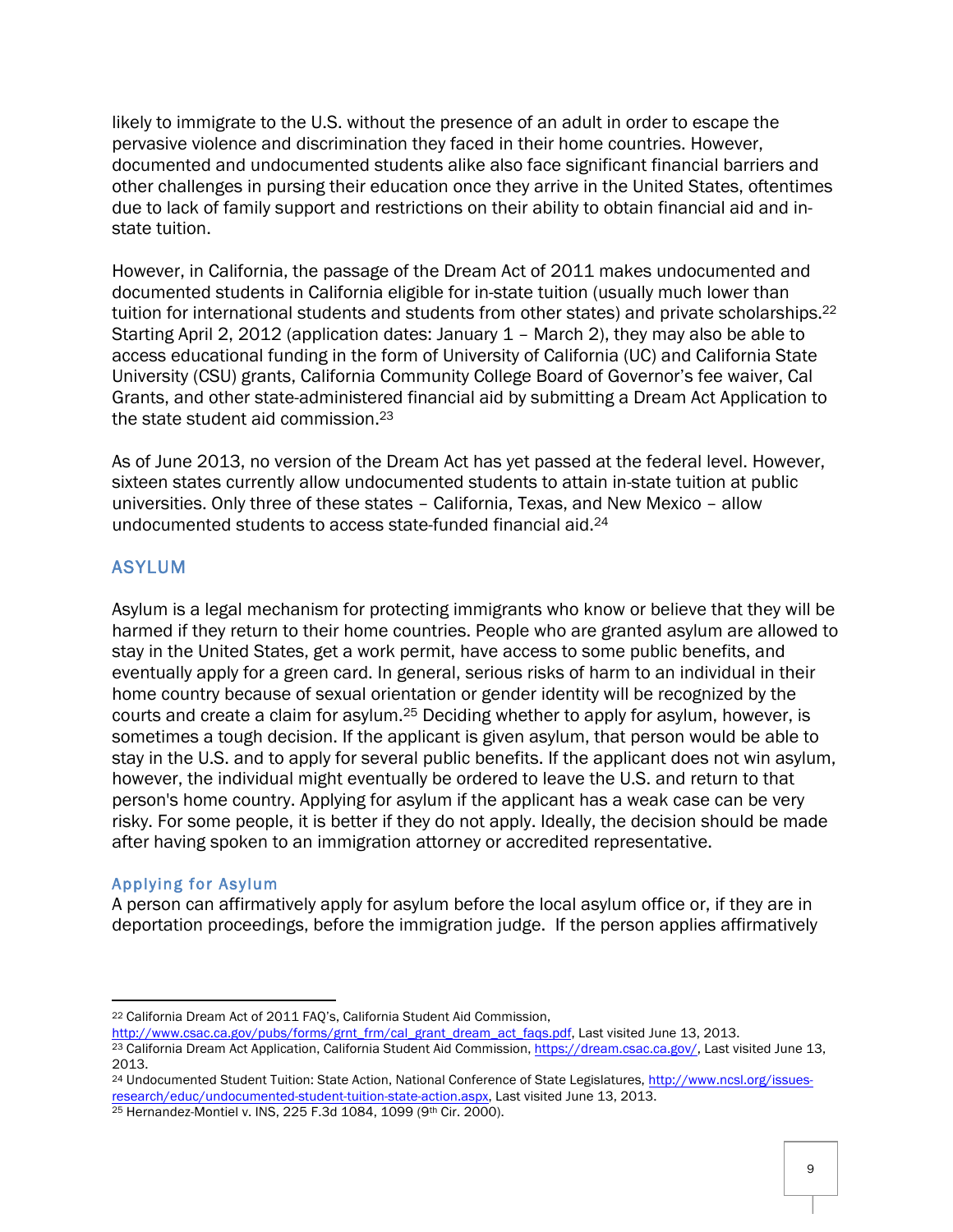likely to immigrate to the U.S. without the presence of an adult in order to escape the pervasive violence and discrimination they faced in their home countries. However, documented and undocumented students alike also face significant financial barriers and other challenges in pursing their education once they arrive in the United States, oftentimes due to lack of family support and restrictions on their ability to obtain financial aid and in-state tuition.

However, in California, the passage of the Dream Act of 2011 makes undocumented and documented students in California eligible for in-state tuition (usually much lower than tuition for international students and students from other states) and private scholarships.[22] Starting April 2, 2012 (application dates: January 1 – March 2), they may also be able to access educational funding in the form of University of California (UC) and California State University (CSU) grants, California Community College Board of Governor's fee waiver, Cal Grants, and other state-administered financial aid by submitting a Dream Act Application to the state student aid commission.[23]

As of June 2013, no version of the Dream Act has yet passed at the federal level. However, sixteen states currently allow undocumented students to attain in-state tuition at public universities. Only three of these states – California, Texas, and New Mexico – allow undocumented students to access state-funded financial aid.[24]

## ASYLUM

Asylum is a legal mechanism for protecting immigrants who know or believe that they will be harmed if they return to their home countries. People who are granted asylum are allowed to stay in the United States, get a work permit, have access to some public benefits, and eventually apply for a green card. In general, serious risks of harm to an individual in their home country because of sexual orientation or gender identity will be recognized by the courts and create a claim for asylum.[25] Deciding whether to apply for asylum, however, is sometimes a tough decision. If the applicant is given asylum, that person would be able to stay in the U.S. and to apply for several public benefits. If the applicant does not win asylum, however, the individual might eventually be ordered to leave the U.S. and return to that person's home country. Applying for asylum if the applicant has a weak case can be very risky. For some people, it is better if they do not apply. Ideally, the decision should be made after having spoken to an immigration attorney or accredited representative.

### Applying for Asylum

A person can affirmatively apply for asylum before the local asylum office or, if they are in deportation proceedings, before the immigration judge. If the person applies affirmatively

---

[22] California Dream Act of 2011 FAQ's, California Student Aid Commission, http://www.csac.ca.gov/pubs/forms/grnt_frm/cal_grant_dream_act_faqs.pdf, Last visited June 13, 2013.

[23] California Dream Act Application, California Student Aid Commission, https://dream.csac.ca.gov/, Last visited June 13, 2013.

[24] Undocumented Student Tuition: State Action, National Conference of State Legislatures, http://www.ncsl.org/issues-research/educ/undocumented-student-tuition-state-action.aspx, Last visited June 13, 2013.

[25] Hernandez-Montiel v. INS, 225 F.3d 1084, 1099 (9th Cir. 2000).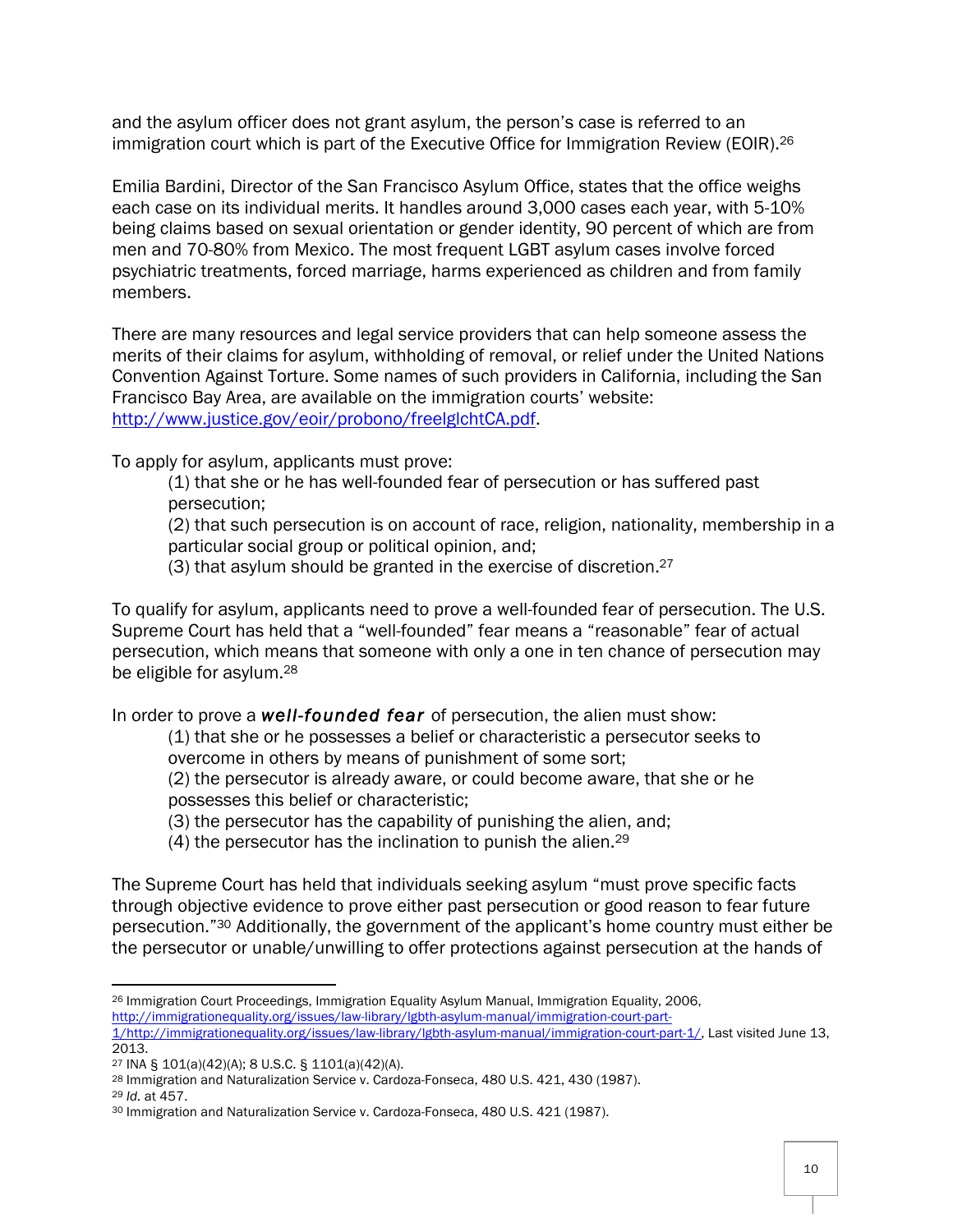and the asylum officer does not grant asylum, the person's case is referred to an immigration court which is part of the Executive Office for Immigration Review (EOIR).[26]

Emilia Bardini, Director of the San Francisco Asylum Office, states that the office weighs each case on its individual merits. It handles around 3,000 cases each year, with 5-10% being claims based on sexual orientation or gender identity, 90 percent of which are from men and 70-80% from Mexico. The most frequent LGBT asylum cases involve forced psychiatric treatments, forced marriage, harms experienced as children and from family members.

There are many resources and legal service providers that can help someone assess the merits of their claims for asylum, withholding of removal, or relief under the United Nations Convention Against Torture. Some names of such providers in California, including the San Francisco Bay Area, are available on the immigration courts' website: http://www.justice.gov/eoir/probono/freelglchtCA.pdf.

To apply for asylum, applicants must prove:

> (1) that she or he has well-founded fear of persecution or has suffered past persecution;
> (2) that such persecution is on account of race, religion, nationality, membership in a particular social group or political opinion, and;
> (3) that asylum should be granted in the exercise of discretion.[27]

To qualify for asylum, applicants need to prove a well-founded fear of persecution. The U.S. Supreme Court has held that a "well-founded" fear means a "reasonable" fear of actual persecution, which means that someone with only a one in ten chance of persecution may be eligible for asylum.[28]

In order to prove a ***well-founded fear*** of persecution, the alien must show:

> (1) that she or he possesses a belief or characteristic a persecutor seeks to overcome in others by means of punishment of some sort;
> (2) the persecutor is already aware, or could become aware, that she or he possesses this belief or characteristic;
> (3) the persecutor has the capability of punishing the alien, and;
> (4) the persecutor has the inclination to punish the alien.[29]

The Supreme Court has held that individuals seeking asylum "must prove specific facts through objective evidence to prove either past persecution or good reason to fear future persecution."[30] Additionally, the government of the applicant's home country must either be the persecutor or unable/unwilling to offer protections against persecution at the hands of

---

[26] Immigration Court Proceedings, Immigration Equality Asylum Manual, Immigration Equality, 2006, http://immigrationequality.org/issues/law-library/lgbth-asylum-manual/immigration-court-part-1/http://immigrationequality.org/issues/law-library/lgbth-asylum-manual/immigration-court-part-1/, Last visited June 13, 2013.

[27] INA § 101(a)(42)(A); 8 U.S.C. § 1101(a)(42)(A).

[28] Immigration and Naturalization Service v. Cardoza-Fonseca, 480 U.S. 421, 430 (1987).

[29] *Id.* at 457.

[30] Immigration and Naturalization Service v. Cardoza-Fonseca, 480 U.S. 421 (1987).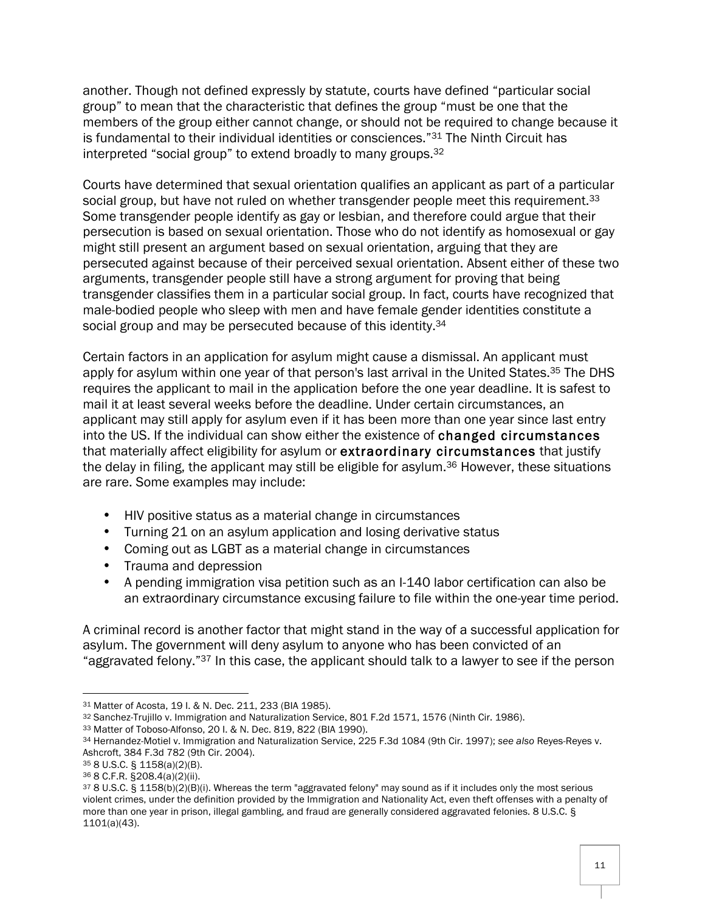another. Though not defined expressly by statute, courts have defined “particular social group” to mean that the characteristic that defines the group “must be one that the members of the group either cannot change, or should not be required to change because it is fundamental to their individual identities or consciences.”[31] The Ninth Circuit has interpreted “social group” to extend broadly to many groups.[32]

Courts have determined that sexual orientation qualifies an applicant as part of a particular social group, but have not ruled on whether transgender people meet this requirement.[33] Some transgender people identify as gay or lesbian, and therefore could argue that their persecution is based on sexual orientation. Those who do not identify as homosexual or gay might still present an argument based on sexual orientation, arguing that they are persecuted against because of their perceived sexual orientation. Absent either of these two arguments, transgender people still have a strong argument for proving that being transgender classifies them in a particular social group. In fact, courts have recognized that male-bodied people who sleep with men and have female gender identities constitute a social group and may be persecuted because of this identity.[34]

Certain factors in an application for asylum might cause a dismissal. An applicant must apply for asylum within one year of that person's last arrival in the United States.[35] The DHS requires the applicant to mail in the application before the one year deadline. It is safest to mail it at least several weeks before the deadline. Under certain circumstances, an applicant may still apply for asylum even if it has been more than one year since last entry into the US. If the individual can show either the existence of **changed circumstances** that materially affect eligibility for asylum or **extraordinary circumstances** that justify the delay in filing, the applicant may still be eligible for asylum.[36] However, these situations are rare. Some examples may include:

- HIV positive status as a material change in circumstances
- Turning 21 on an asylum application and losing derivative status
- Coming out as LGBT as a material change in circumstances
- Trauma and depression
- A pending immigration visa petition such as an I-140 labor certification can also be an extraordinary circumstance excusing failure to file within the one-year time period.

A criminal record is another factor that might stand in the way of a successful application for asylum. The government will deny asylum to anyone who has been convicted of an “aggravated felony.”[37] In this case, the applicant should talk to a lawyer to see if the person

---

[31] Matter of Acosta, 19 I. & N. Dec. 211, 233 (BIA 1985).

[32] Sanchez-Trujillo v. Immigration and Naturalization Service, 801 F.2d 1571, 1576 (Ninth Cir. 1986).

[33] Matter of Toboso-Alfonso, 20 I. & N. Dec. 819, 822 (BIA 1990).

[34] Hernandez-Motiel v. Immigration and Naturalization Service, 225 F.3d 1084 (9th Cir. 1997); *see also* Reyes-Reyes v. Ashcroft, 384 F.3d 782 (9th Cir. 2004).

[35] 8 U.S.C. § 1158(a)(2)(B).

[36] 8 C.F.R. §208.4(a)(2)(ii).

[37] 8 U.S.C. § 1158(b)(2)(B)(i). Whereas the term "aggravated felony" may sound as if it includes only the most serious violent crimes, under the definition provided by the Immigration and Nationality Act, even theft offenses with a penalty of more than one year in prison, illegal gambling, and fraud are generally considered aggravated felonies. 8 U.S.C. § 1101(a)(43).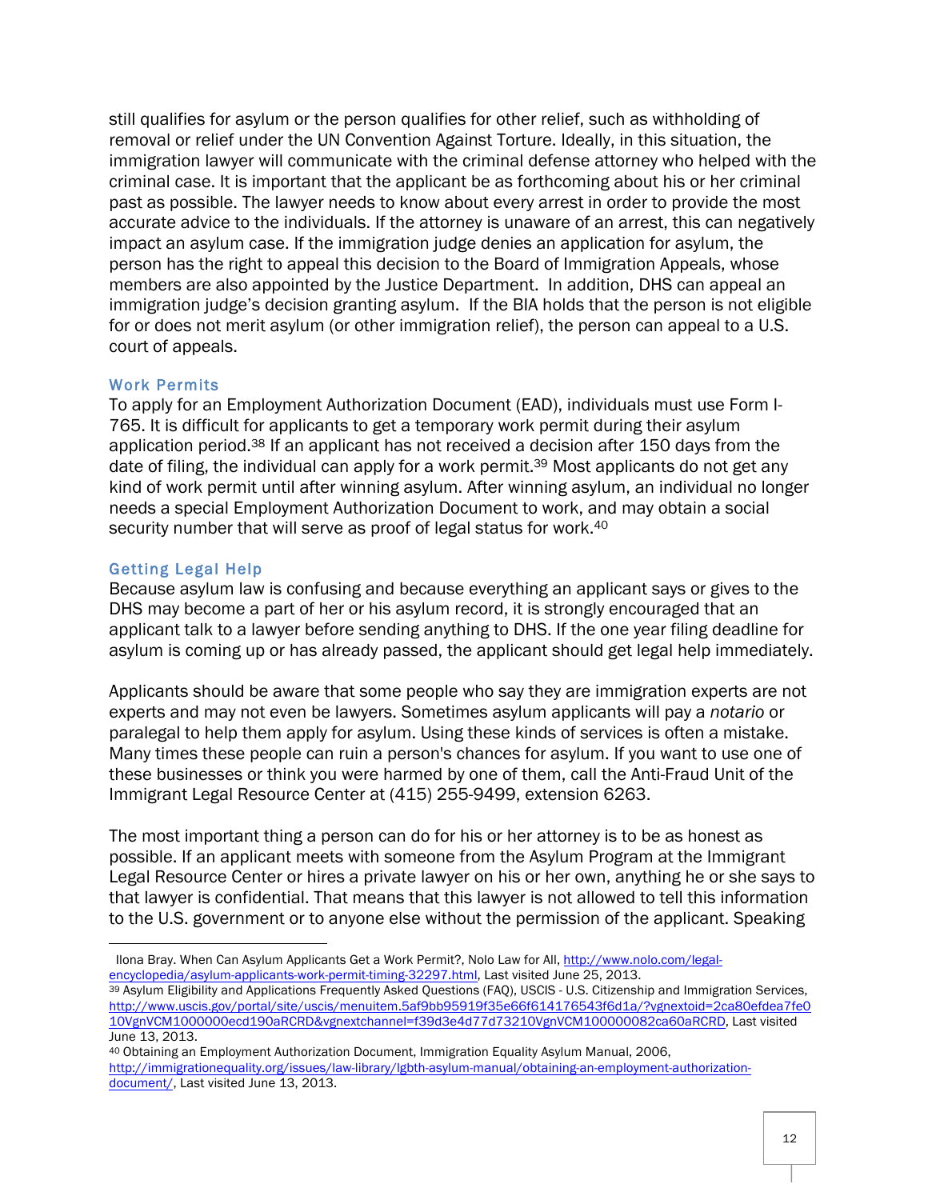still qualifies for asylum or the person qualifies for other relief, such as withholding of removal or relief under the UN Convention Against Torture. Ideally, in this situation, the immigration lawyer will communicate with the criminal defense attorney who helped with the criminal case. It is important that the applicant be as forthcoming about his or her criminal past as possible. The lawyer needs to know about every arrest in order to provide the most accurate advice to the individuals. If the attorney is unaware of an arrest, this can negatively impact an asylum case. If the immigration judge denies an application for asylum, the person has the right to appeal this decision to the Board of Immigration Appeals, whose members are also appointed by the Justice Department. In addition, DHS can appeal an immigration judge's decision granting asylum. If the BIA holds that the person is not eligible for or does not merit asylum (or other immigration relief), the person can appeal to a U.S. court of appeals.

### Work Permits

To apply for an Employment Authorization Document (EAD), individuals must use Form I-765. It is difficult for applicants to get a temporary work permit during their asylum application period.[38] If an applicant has not received a decision after 150 days from the date of filing, the individual can apply for a work permit.[39] Most applicants do not get any kind of work permit until after winning asylum. After winning asylum, an individual no longer needs a special Employment Authorization Document to work, and may obtain a social security number that will serve as proof of legal status for work.[40]

### Getting Legal Help

Because asylum law is confusing and because everything an applicant says or gives to the DHS may become a part of her or his asylum record, it is strongly encouraged that an applicant talk to a lawyer before sending anything to DHS. If the one year filing deadline for asylum is coming up or has already passed, the applicant should get legal help immediately.

Applicants should be aware that some people who say they are immigration experts are not experts and may not even be lawyers. Sometimes asylum applicants will pay a *notario* or paralegal to help them apply for asylum. Using these kinds of services is often a mistake. Many times these people can ruin a person's chances for asylum. If you want to use one of these businesses or think you were harmed by one of them, call the Anti-Fraud Unit of the Immigrant Legal Resource Center at (415) 255-9499, extension 6263.

The most important thing a person can do for his or her attorney is to be as honest as possible. If an applicant meets with someone from the Asylum Program at the Immigrant Legal Resource Center or hires a private lawyer on his or her own, anything he or she says to that lawyer is confidential. That means that this lawyer is not allowed to tell this information to the U.S. government or to anyone else without the permission of the applicant. Speaking

---

[38] Ilona Bray. When Can Asylum Applicants Get a Work Permit?, Nolo Law for All, http://www.nolo.com/legal-encyclopedia/asylum-applicants-work-permit-timing-32297.html, Last visited June 25, 2013.

[39] Asylum Eligibility and Applications Frequently Asked Questions (FAQ), USCIS - U.S. Citizenship and Immigration Services, http://www.uscis.gov/portal/site/uscis/menuitem.5af9bb95919f35e66f614176543f6d1a/?vgnextoid=2ca80efdea7fe010VgnVCM1000000ecd190aRCRD&vgnextchannel=f39d3e4d77d73210VgnVCM100000082ca60aRCRD, Last visited June 13, 2013.

[40] Obtaining an Employment Authorization Document, Immigration Equality Asylum Manual, 2006, http://immigrationequality.org/issues/law-library/lgbth-asylum-manual/obtaining-an-employment-authorization-document/, Last visited June 13, 2013.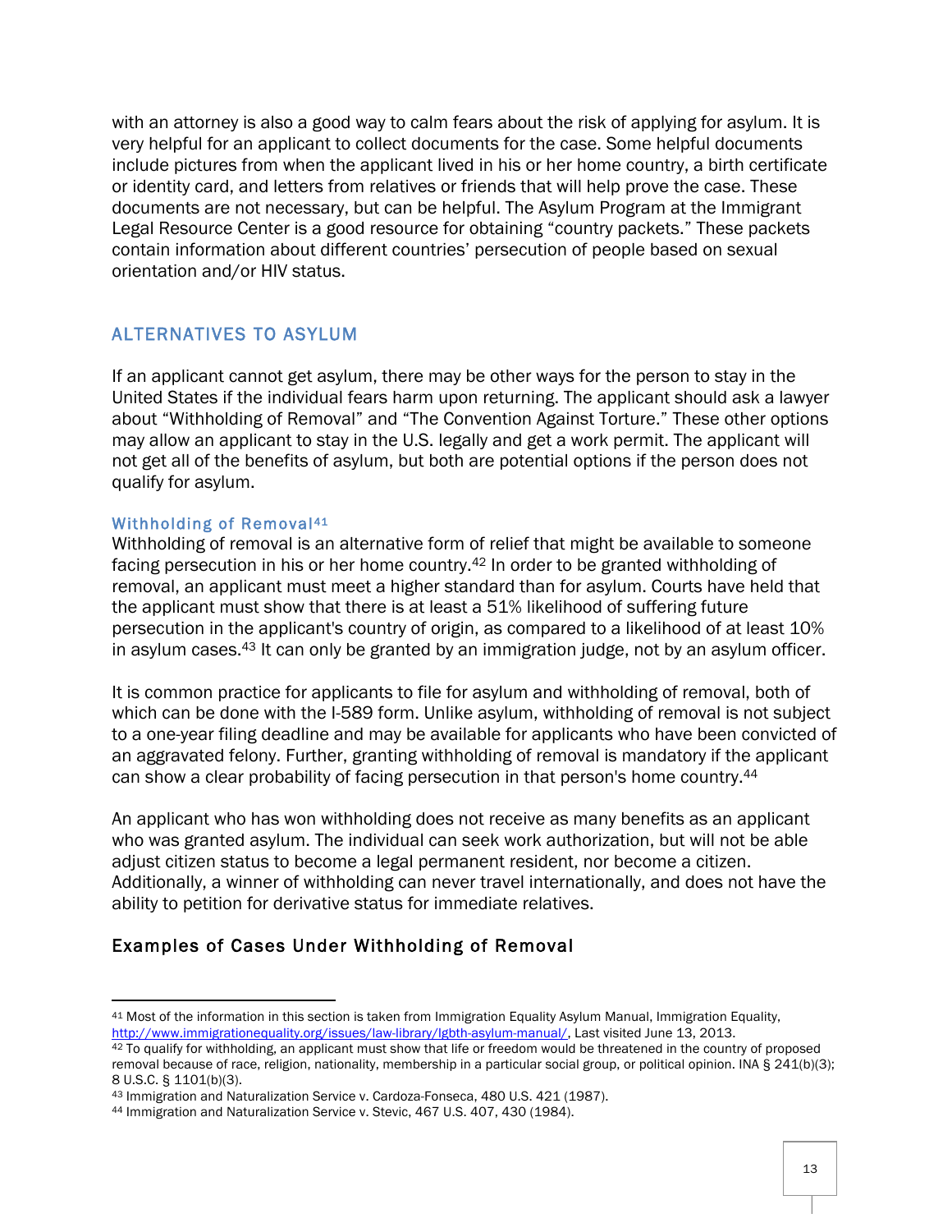with an attorney is also a good way to calm fears about the risk of applying for asylum. It is very helpful for an applicant to collect documents for the case. Some helpful documents include pictures from when the applicant lived in his or her home country, a birth certificate or identity card, and letters from relatives or friends that will help prove the case. These documents are not necessary, but can be helpful. The Asylum Program at the Immigrant Legal Resource Center is a good resource for obtaining “country packets.” These packets contain information about different countries’ persecution of people based on sexual orientation and/or HIV status.

## ALTERNATIVES TO ASYLUM

If an applicant cannot get asylum, there may be other ways for the person to stay in the United States if the individual fears harm upon returning. The applicant should ask a lawyer about “Withholding of Removal” and “The Convention Against Torture.” These other options may allow an applicant to stay in the U.S. legally and get a work permit. The applicant will not get all of the benefits of asylum, but both are potential options if the person does not qualify for asylum.

### Withholding of Removal[41]

Withholding of removal is an alternative form of relief that might be available to someone facing persecution in his or her home country.[42] In order to be granted withholding of removal, an applicant must meet a higher standard than for asylum. Courts have held that the applicant must show that there is at least a 51% likelihood of suffering future persecution in the applicant's country of origin, as compared to a likelihood of at least 10% in asylum cases.[43] It can only be granted by an immigration judge, not by an asylum officer.

It is common practice for applicants to file for asylum and withholding of removal, both of which can be done with the I-589 form. Unlike asylum, withholding of removal is not subject to a one-year filing deadline and may be available for applicants who have been convicted of an aggravated felony. Further, granting withholding of removal is mandatory if the applicant can show a clear probability of facing persecution in that person's home country.[44]

An applicant who has won withholding does not receive as many benefits as an applicant who was granted asylum. The individual can seek work authorization, but will not be able adjust citizen status to become a legal permanent resident, nor become a citizen. Additionally, a winner of withholding can never travel internationally, and does not have the ability to petition for derivative status for immediate relatives.

### Examples of Cases Under Withholding of Removal

---

[41] Most of the information in this section is taken from Immigration Equality Asylum Manual, Immigration Equality, http://www.immigrationequality.org/issues/law-library/lgbth-asylum-manual/, Last visited June 13, 2013.

[42] To qualify for withholding, an applicant must show that life or freedom would be threatened in the country of proposed removal because of race, religion, nationality, membership in a particular social group, or political opinion. INA § 241(b)(3); 8 U.S.C. § 1101(b)(3).

[43] Immigration and Naturalization Service v. Cardoza-Fonseca, 480 U.S. 421 (1987).

[44] Immigration and Naturalization Service v. Stevic, 467 U.S. 407, 430 (1984).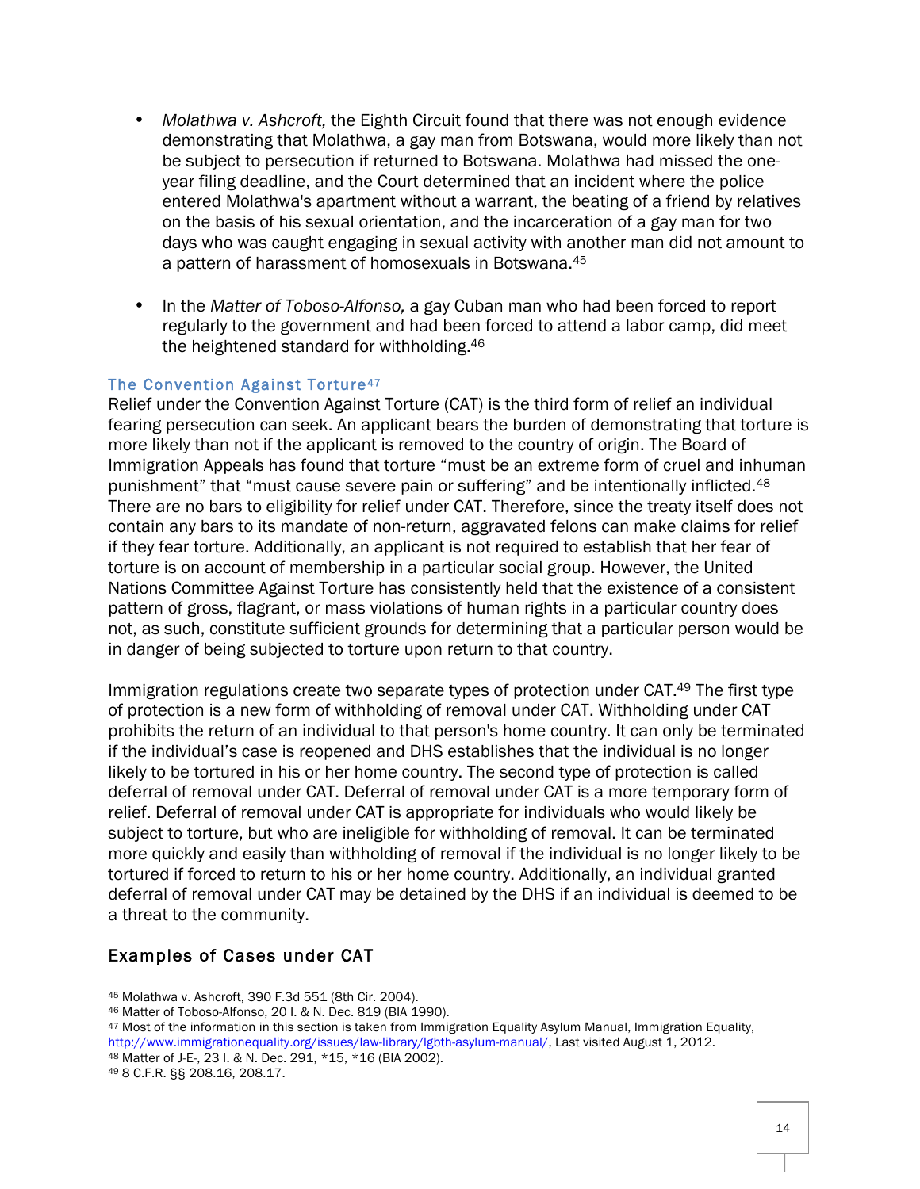- *Molathwa v. Ashcroft,* the Eighth Circuit found that there was not enough evidence demonstrating that Molathwa, a gay man from Botswana, would more likely than not be subject to persecution if returned to Botswana. Molathwa had missed the one-year filing deadline, and the Court determined that an incident where the police entered Molathwa's apartment without a warrant, the beating of a friend by relatives on the basis of his sexual orientation, and the incarceration of a gay man for two days who was caught engaging in sexual activity with another man did not amount to a pattern of harassment of homosexuals in Botswana.[45]

- In the *Matter of Toboso-Alfonso,* a gay Cuban man who had been forced to report regularly to the government and had been forced to attend a labor camp, did meet the heightened standard for withholding.[46]

### The Convention Against Torture[47]

Relief under the Convention Against Torture (CAT) is the third form of relief an individual fearing persecution can seek. An applicant bears the burden of demonstrating that torture is more likely than not if the applicant is removed to the country of origin. The Board of Immigration Appeals has found that torture "must be an extreme form of cruel and inhuman punishment" that "must cause severe pain or suffering" and be intentionally inflicted.[48] There are no bars to eligibility for relief under CAT. Therefore, since the treaty itself does not contain any bars to its mandate of non-return, aggravated felons can make claims for relief if they fear torture. Additionally, an applicant is not required to establish that her fear of torture is on account of membership in a particular social group. However, the United Nations Committee Against Torture has consistently held that the existence of a consistent pattern of gross, flagrant, or mass violations of human rights in a particular country does not, as such, constitute sufficient grounds for determining that a particular person would be in danger of being subjected to torture upon return to that country.

Immigration regulations create two separate types of protection under CAT.[49] The first type of protection is a new form of withholding of removal under CAT. Withholding under CAT prohibits the return of an individual to that person's home country. It can only be terminated if the individual's case is reopened and DHS establishes that the individual is no longer likely to be tortured in his or her home country. The second type of protection is called deferral of removal under CAT. Deferral of removal under CAT is a more temporary form of relief. Deferral of removal under CAT is appropriate for individuals who would likely be subject to torture, but who are ineligible for withholding of removal. It can be terminated more quickly and easily than withholding of removal if the individual is no longer likely to be tortured if forced to return to his or her home country. Additionally, an individual granted deferral of removal under CAT may be detained by the DHS if an individual is deemed to be a threat to the community.

## Examples of Cases under CAT

---

[45] Molathwa v. Ashcroft, 390 F.3d 551 (8th Cir. 2004).
[46] Matter of Toboso-Alfonso, 20 I. & N. Dec. 819 (BIA 1990).
[47] Most of the information in this section is taken from Immigration Equality Asylum Manual, Immigration Equality, http://www.immigrationequality.org/issues/law-library/lgbth-asylum-manual/, Last visited August 1, 2012.
[48] Matter of J-E-, 23 I. & N. Dec. 291, *15, *16 (BIA 2002).
[49] 8 C.F.R. §§ 208.16, 208.17.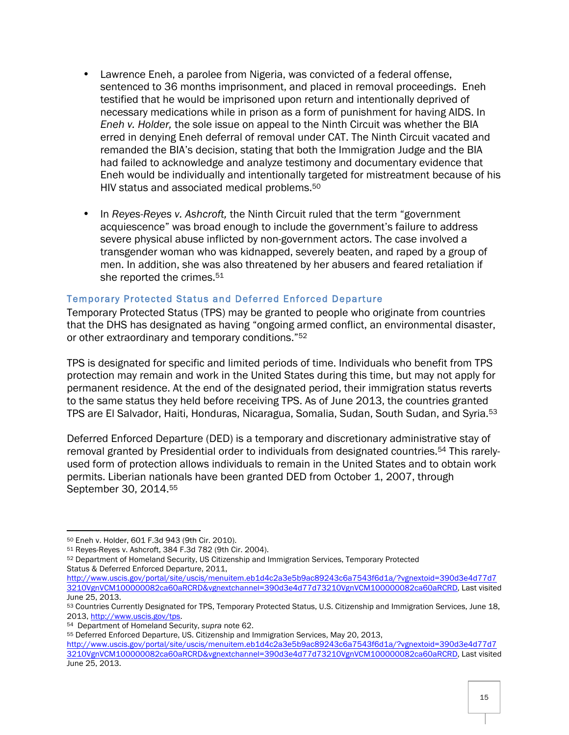- Lawrence Eneh, a parolee from Nigeria, was convicted of a federal offense, sentenced to 36 months imprisonment, and placed in removal proceedings. Eneh testified that he would be imprisoned upon return and intentionally deprived of necessary medications while in prison as a form of punishment for having AIDS. In *Eneh v. Holder,* the sole issue on appeal to the Ninth Circuit was whether the BIA erred in denying Eneh deferral of removal under CAT. The Ninth Circuit vacated and remanded the BIA's decision, stating that both the Immigration Judge and the BIA had failed to acknowledge and analyze testimony and documentary evidence that Eneh would be individually and intentionally targeted for mistreatment because of his HIV status and associated medical problems.[50]

- In *Reyes-Reyes v. Ashcroft,* the Ninth Circuit ruled that the term "government acquiescence" was broad enough to include the government's failure to address severe physical abuse inflicted by non-government actors. The case involved a transgender woman who was kidnapped, severely beaten, and raped by a group of men. In addition, she was also threatened by her abusers and feared retaliation if she reported the crimes.[51]

### Temporary Protected Status and Deferred Enforced Departure

Temporary Protected Status (TPS) may be granted to people who originate from countries that the DHS has designated as having "ongoing armed conflict, an environmental disaster, or other extraordinary and temporary conditions."[52]

TPS is designated for specific and limited periods of time. Individuals who benefit from TPS protection may remain and work in the United States during this time, but may not apply for permanent residence. At the end of the designated period, their immigration status reverts to the same status they held before receiving TPS. As of June 2013, the countries granted TPS are El Salvador, Haiti, Honduras, Nicaragua, Somalia, Sudan, South Sudan, and Syria.[53]

Deferred Enforced Departure (DED) is a temporary and discretionary administrative stay of removal granted by Presidential order to individuals from designated countries.[54] This rarely-used form of protection allows individuals to remain in the United States and to obtain work permits. Liberian nationals have been granted DED from October 1, 2007, through September 30, 2014.[55]

---

[50] Eneh v. Holder, 601 F.3d 943 (9th Cir. 2010).

[51] Reyes-Reyes v. Ashcroft, 384 F.3d 782 (9th Cir. 2004).

[52] Department of Homeland Security, US Citizenship and Immigration Services, Temporary Protected Status & Deferred Enforced Departure, 2011, http://www.uscis.gov/portal/site/uscis/menuitem.eb1d4c2a3e5b9ac89243c6a7543f6d1a/?vgnextoid=390d3e4d77d73210VgnVCM100000082ca60aRCRD&vgnextchannel=390d3e4d77d73210VgnVCM100000082ca60aRCRD, Last visited June 25, 2013.

[53] Countries Currently Designated for TPS, Temporary Protected Status, U.S. Citizenship and Immigration Services, June 18, 2013, http://www.uscis.gov/tps.

[54] Department of Homeland Security, *supra* note 62.

[55] Deferred Enforced Departure, US. Citizenship and Immigration Services, May 20, 2013, http://www.uscis.gov/portal/site/uscis/menuitem.eb1d4c2a3e5b9ac89243c6a7543f6d1a/?vgnextoid=390d3e4d77d73210VgnVCM100000082ca60aRCRD&vgnextchannel=390d3e4d77d73210VgnVCM100000082ca60aRCRD, Last visited June 25, 2013.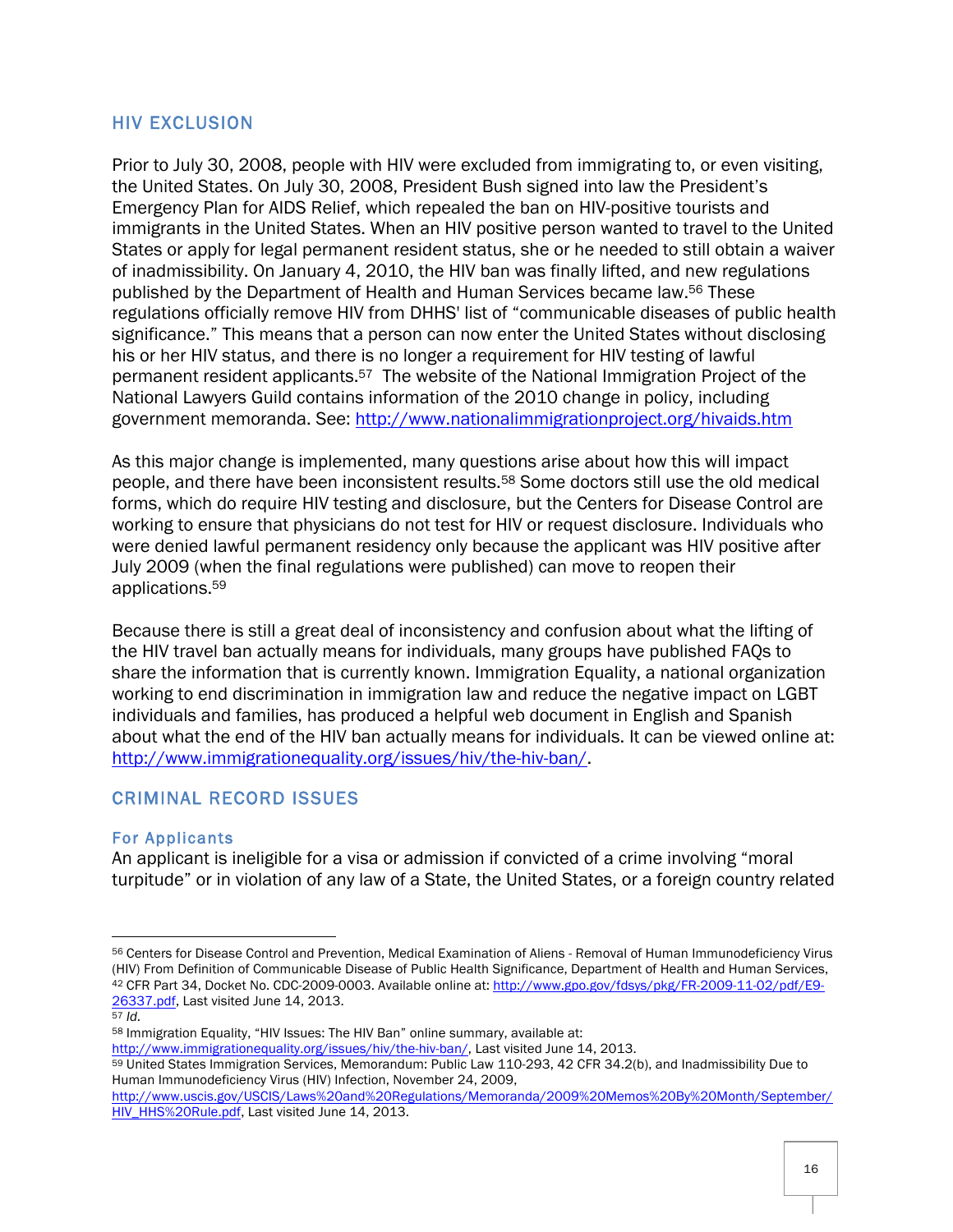## HIV EXCLUSION

Prior to July 30, 2008, people with HIV were excluded from immigrating to, or even visiting, the United States. On July 30, 2008, President Bush signed into law the President's Emergency Plan for AIDS Relief, which repealed the ban on HIV-positive tourists and immigrants in the United States. When an HIV positive person wanted to travel to the United States or apply for legal permanent resident status, she or he needed to still obtain a waiver of inadmissibility. On January 4, 2010, the HIV ban was finally lifted, and new regulations published by the Department of Health and Human Services became law.[56] These regulations officially remove HIV from DHHS' list of "communicable diseases of public health significance." This means that a person can now enter the United States without disclosing his or her HIV status, and there is no longer a requirement for HIV testing of lawful permanent resident applicants.[57] The website of the National Immigration Project of the National Lawyers Guild contains information of the 2010 change in policy, including government memoranda. See: http://www.nationalimmigrationproject.org/hivaids.htm

As this major change is implemented, many questions arise about how this will impact people, and there have been inconsistent results.[58] Some doctors still use the old medical forms, which do require HIV testing and disclosure, but the Centers for Disease Control are working to ensure that physicians do not test for HIV or request disclosure. Individuals who were denied lawful permanent residency only because the applicant was HIV positive after July 2009 (when the final regulations were published) can move to reopen their applications.[59]

Because there is still a great deal of inconsistency and confusion about what the lifting of the HIV travel ban actually means for individuals, many groups have published FAQs to share the information that is currently known. Immigration Equality, a national organization working to end discrimination in immigration law and reduce the negative impact on LGBT individuals and families, has produced a helpful web document in English and Spanish about what the end of the HIV ban actually means for individuals. It can be viewed online at: http://www.immigrationequality.org/issues/hiv/the-hiv-ban/.

## CRIMINAL RECORD ISSUES

### For Applicants

An applicant is ineligible for a visa or admission if convicted of a crime involving "moral turpitude" or in violation of any law of a State, the United States, or a foreign country related

---

[56] Centers for Disease Control and Prevention, Medical Examination of Aliens - Removal of Human Immunodeficiency Virus (HIV) From Definition of Communicable Disease of Public Health Significance, Department of Health and Human Services, 42 CFR Part 34, Docket No. CDC-2009-0003. Available online at: http://www.gpo.gov/fdsys/pkg/FR-2009-11-02/pdf/E9-26337.pdf, Last visited June 14, 2013.

[57] *Id.*

[58] Immigration Equality, "HIV Issues: The HIV Ban" online summary, available at: http://www.immigrationequality.org/issues/hiv/the-hiv-ban/, Last visited June 14, 2013.

[59] United States Immigration Services, Memorandum: Public Law 110-293, 42 CFR 34.2(b), and Inadmissibility Due to Human Immunodeficiency Virus (HIV) Infection, November 24, 2009, http://www.uscis.gov/USCIS/Laws%20and%20Regulations/Memoranda/2009%20Memos%20By%20Month/September/HIV_HHS%20Rule.pdf, Last visited June 14, 2013.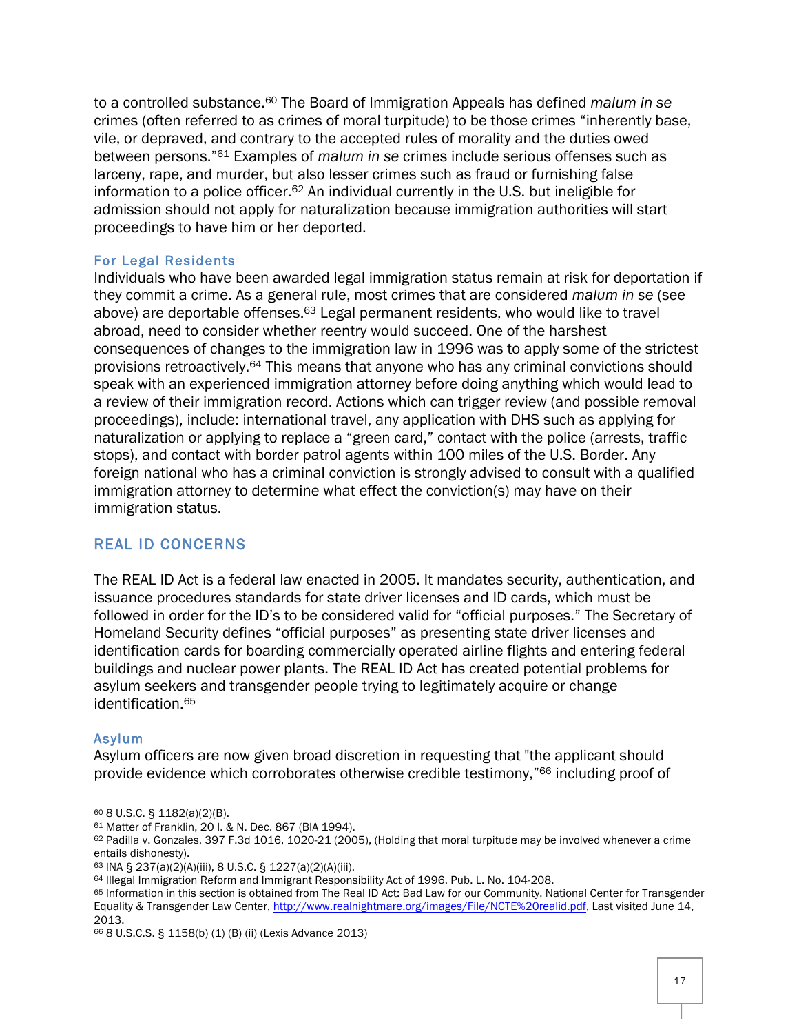to a controlled substance.[60] The Board of Immigration Appeals has defined *malum in se* crimes (often referred to as crimes of moral turpitude) to be those crimes "inherently base, vile, or depraved, and contrary to the accepted rules of morality and the duties owed between persons."[61] Examples of *malum in se* crimes include serious offenses such as larceny, rape, and murder, but also lesser crimes such as fraud or furnishing false information to a police officer.[62] An individual currently in the U.S. but ineligible for admission should not apply for naturalization because immigration authorities will start proceedings to have him or her deported.

### For Legal Residents

Individuals who have been awarded legal immigration status remain at risk for deportation if they commit a crime. As a general rule, most crimes that are considered *malum in se* (see above) are deportable offenses.[63] Legal permanent residents, who would like to travel abroad, need to consider whether reentry would succeed. One of the harshest consequences of changes to the immigration law in 1996 was to apply some of the strictest provisions retroactively.[64] This means that anyone who has any criminal convictions should speak with an experienced immigration attorney before doing anything which would lead to a review of their immigration record. Actions which can trigger review (and possible removal proceedings), include: international travel, any application with DHS such as applying for naturalization or applying to replace a "green card," contact with the police (arrests, traffic stops), and contact with border patrol agents within 100 miles of the U.S. Border. Any foreign national who has a criminal conviction is strongly advised to consult with a qualified immigration attorney to determine what effect the conviction(s) may have on their immigration status.

## REAL ID CONCERNS

The REAL ID Act is a federal law enacted in 2005. It mandates security, authentication, and issuance procedures standards for state driver licenses and ID cards, which must be followed in order for the ID's to be considered valid for "official purposes." The Secretary of Homeland Security defines "official purposes" as presenting state driver licenses and identification cards for boarding commercially operated airline flights and entering federal buildings and nuclear power plants. The REAL ID Act has created potential problems for asylum seekers and transgender people trying to legitimately acquire or change identification.[65]

### Asylum

Asylum officers are now given broad discretion in requesting that "the applicant should provide evidence which corroborates otherwise credible testimony,"[66] including proof of

---

[60] 8 U.S.C. § 1182(a)(2)(B).

[61] Matter of Franklin, 20 I. & N. Dec. 867 (BIA 1994).

[62] Padilla v. Gonzales, 397 F.3d 1016, 1020-21 (2005), (Holding that moral turpitude may be involved whenever a crime entails dishonesty).

[63] INA § 237(a)(2)(A)(iii), 8 U.S.C. § 1227(a)(2)(A)(iii).

[64] Illegal Immigration Reform and Immigrant Responsibility Act of 1996, Pub. L. No. 104-208.

[65] Information in this section is obtained from The Real ID Act: Bad Law for our Community, National Center for Transgender Equality & Transgender Law Center, http://www.realnightmare.org/images/File/NCTE%20realid.pdf, Last visited June 14, 2013.

[66] 8 U.S.C.S. § 1158(b) (1) (B) (ii) (Lexis Advance 2013)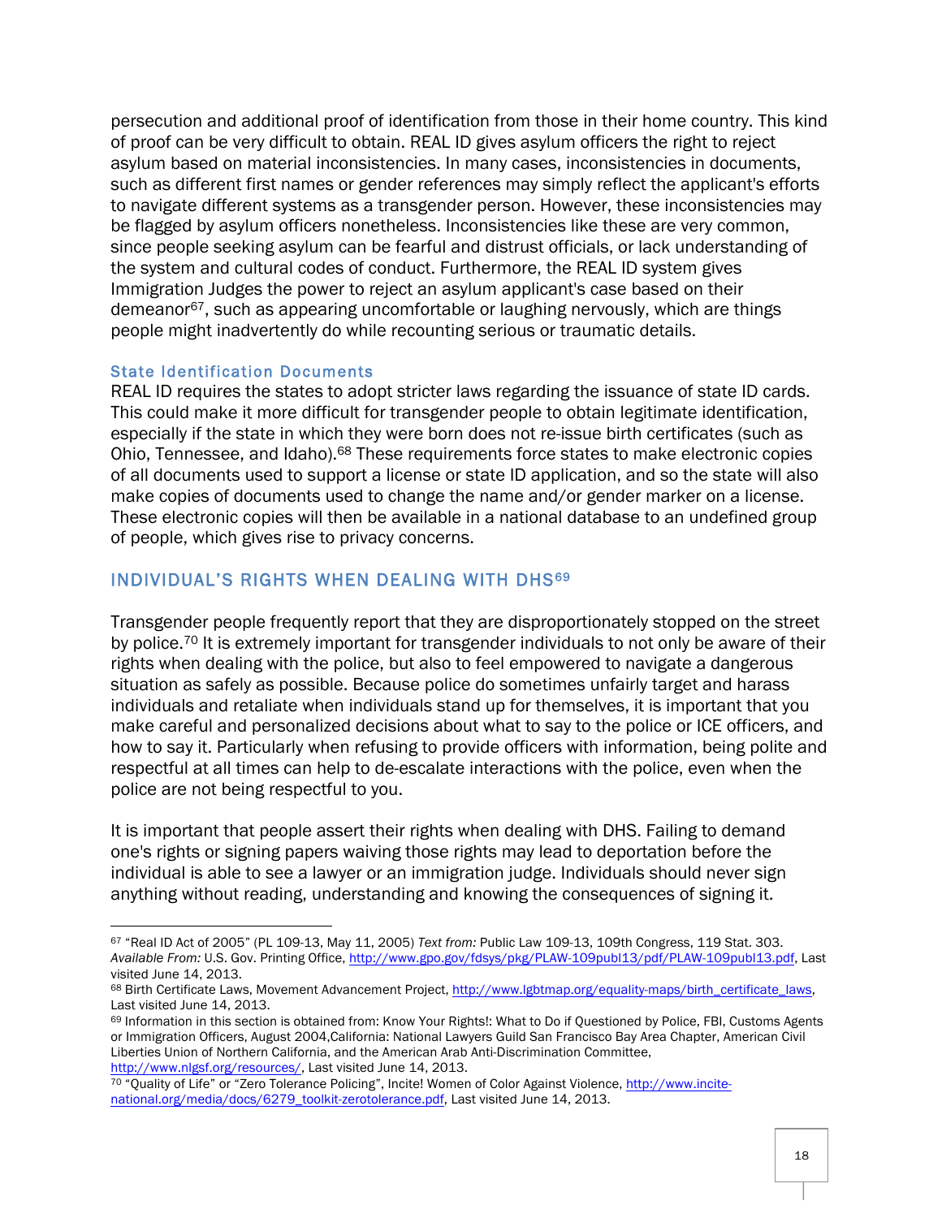persecution and additional proof of identification from those in their home country. This kind of proof can be very difficult to obtain. REAL ID gives asylum officers the right to reject asylum based on material inconsistencies. In many cases, inconsistencies in documents, such as different first names or gender references may simply reflect the applicant's efforts to navigate different systems as a transgender person. However, these inconsistencies may be flagged by asylum officers nonetheless. Inconsistencies like these are very common, since people seeking asylum can be fearful and distrust officials, or lack understanding of the system and cultural codes of conduct. Furthermore, the REAL ID system gives Immigration Judges the power to reject an asylum applicant's case based on their demeanor[67], such as appearing uncomfortable or laughing nervously, which are things people might inadvertently do while recounting serious or traumatic details.

### State Identification Documents

REAL ID requires the states to adopt stricter laws regarding the issuance of state ID cards. This could make it more difficult for transgender people to obtain legitimate identification, especially if the state in which they were born does not re-issue birth certificates (such as Ohio, Tennessee, and Idaho).[68] These requirements force states to make electronic copies of all documents used to support a license or state ID application, and so the state will also make copies of documents used to change the name and/or gender marker on a license. These electronic copies will then be available in a national database to an undefined group of people, which gives rise to privacy concerns.

## INDIVIDUAL'S RIGHTS WHEN DEALING WITH DHS[69]

Transgender people frequently report that they are disproportionately stopped on the street by police.[70] It is extremely important for transgender individuals to not only be aware of their rights when dealing with the police, but also to feel empowered to navigate a dangerous situation as safely as possible. Because police do sometimes unfairly target and harass individuals and retaliate when individuals stand up for themselves, it is important that you make careful and personalized decisions about what to say to the police or ICE officers, and how to say it. Particularly when refusing to provide officers with information, being polite and respectful at all times can help to de-escalate interactions with the police, even when the police are not being respectful to you.

It is important that people assert their rights when dealing with DHS. Failing to demand one's rights or signing papers waiving those rights may lead to deportation before the individual is able to see a lawyer or an immigration judge. Individuals should never sign anything without reading, understanding and knowing the consequences of signing it.

---

[67] "Real ID Act of 2005" (PL 109-13, May 11, 2005) *Text from:* Public Law 109-13, 109th Congress, 119 Stat. 303. *Available From:* U.S. Gov. Printing Office, http://www.gpo.gov/fdsys/pkg/PLAW-109publ13/pdf/PLAW-109publ13.pdf, Last visited June 14, 2013.

[68] Birth Certificate Laws, Movement Advancement Project, http://www.lgbtmap.org/equality-maps/birth_certificate_laws, Last visited June 14, 2013.

[69] Information in this section is obtained from: Know Your Rights!: What to Do if Questioned by Police, FBI, Customs Agents or Immigration Officers, August 2004,California: National Lawyers Guild San Francisco Bay Area Chapter, American Civil Liberties Union of Northern California, and the American Arab Anti-Discrimination Committee, http://www.nlgsf.org/resources/, Last visited June 14, 2013.

[70] "Quality of Life" or "Zero Tolerance Policing", Incite! Women of Color Against Violence, http://www.incite-national.org/media/docs/6279_toolkit-zerotolerance.pdf, Last visited June 14, 2013.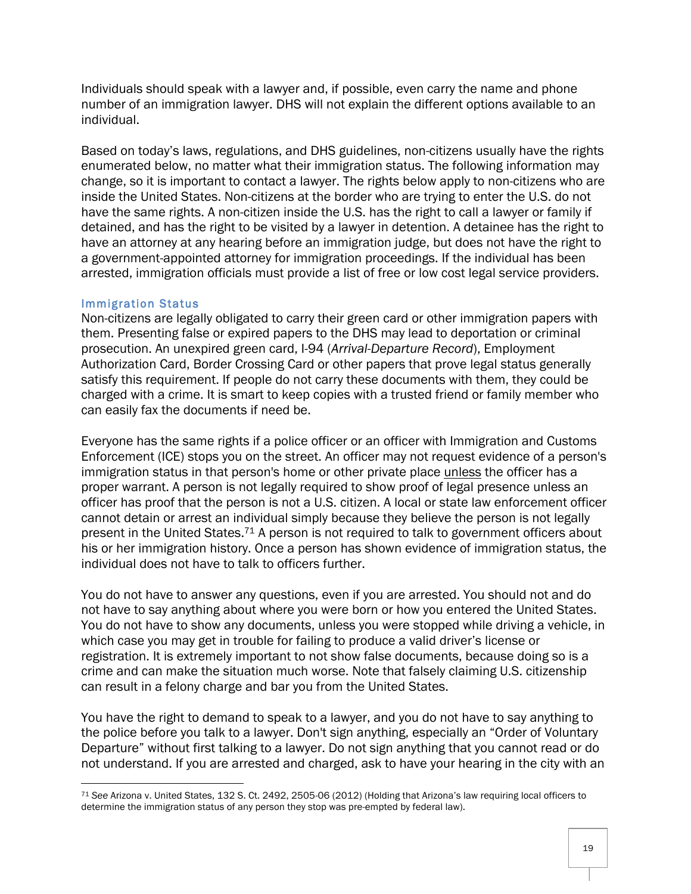Individuals should speak with a lawyer and, if possible, even carry the name and phone number of an immigration lawyer. DHS will not explain the different options available to an individual.

Based on today's laws, regulations, and DHS guidelines, non-citizens usually have the rights enumerated below, no matter what their immigration status. The following information may change, so it is important to contact a lawyer. The rights below apply to non-citizens who are inside the United States. Non-citizens at the border who are trying to enter the U.S. do not have the same rights. A non-citizen inside the U.S. has the right to call a lawyer or family if detained, and has the right to be visited by a lawyer in detention. A detainee has the right to have an attorney at any hearing before an immigration judge, but does not have the right to a government-appointed attorney for immigration proceedings. If the individual has been arrested, immigration officials must provide a list of free or low cost legal service providers.

### Immigration Status

Non-citizens are legally obligated to carry their green card or other immigration papers with them. Presenting false or expired papers to the DHS may lead to deportation or criminal prosecution. An unexpired green card, I-94 (*Arrival-Departure Record*), Employment Authorization Card, Border Crossing Card or other papers that prove legal status generally satisfy this requirement. If people do not carry these documents with them, they could be charged with a crime. It is smart to keep copies with a trusted friend or family member who can easily fax the documents if need be.

Everyone has the same rights if a police officer or an officer with Immigration and Customs Enforcement (ICE) stops you on the street. An officer may not request evidence of a person's immigration status in that person's home or other private place <u>unless</u> the officer has a proper warrant. A person is not legally required to show proof of legal presence unless an officer has proof that the person is not a U.S. citizen. A local or state law enforcement officer cannot detain or arrest an individual simply because they believe the person is not legally present in the United States.[71] A person is not required to talk to government officers about his or her immigration history. Once a person has shown evidence of immigration status, the individual does not have to talk to officers further.

You do not have to answer any questions, even if you are arrested. You should not and do not have to say anything about where you were born or how you entered the United States. You do not have to show any documents, unless you were stopped while driving a vehicle, in which case you may get in trouble for failing to produce a valid driver's license or registration. It is extremely important to not show false documents, because doing so is a crime and can make the situation much worse. Note that falsely claiming U.S. citizenship can result in a felony charge and bar you from the United States.

You have the right to demand to speak to a lawyer, and you do not have to say anything to the police before you talk to a lawyer. Don't sign anything, especially an "Order of Voluntary Departure" without first talking to a lawyer. Do not sign anything that you cannot read or do not understand. If you are arrested and charged, ask to have your hearing in the city with an

---

[71] *See* Arizona v. United States, 132 S. Ct. 2492, 2505-06 (2012) (Holding that Arizona's law requiring local officers to determine the immigration status of any person they stop was pre-empted by federal law).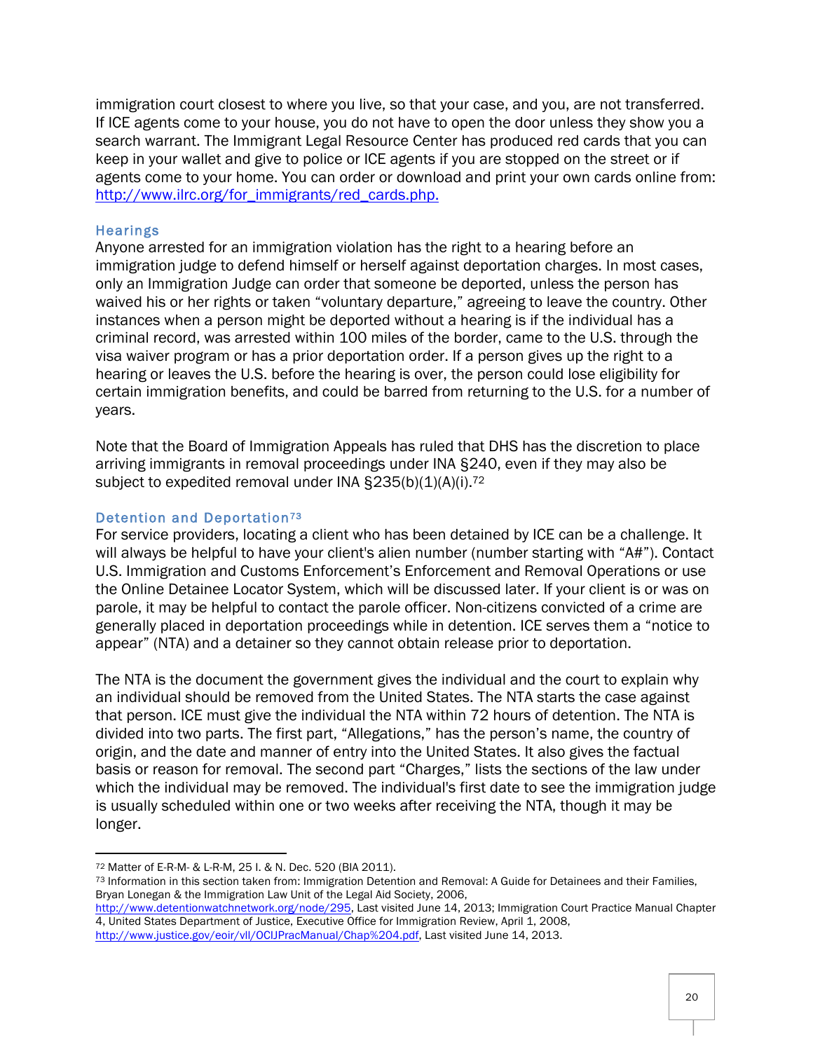immigration court closest to where you live, so that your case, and you, are not transferred. If ICE agents come to your house, you do not have to open the door unless they show you a search warrant. The Immigrant Legal Resource Center has produced red cards that you can keep in your wallet and give to police or ICE agents if you are stopped on the street or if agents come to your home. You can order or download and print your own cards online from: http://www.ilrc.org/for_immigrants/red_cards.php.

### Hearings

Anyone arrested for an immigration violation has the right to a hearing before an immigration judge to defend himself or herself against deportation charges. In most cases, only an Immigration Judge can order that someone be deported, unless the person has waived his or her rights or taken "voluntary departure," agreeing to leave the country. Other instances when a person might be deported without a hearing is if the individual has a criminal record, was arrested within 100 miles of the border, came to the U.S. through the visa waiver program or has a prior deportation order. If a person gives up the right to a hearing or leaves the U.S. before the hearing is over, the person could lose eligibility for certain immigration benefits, and could be barred from returning to the U.S. for a number of years.

Note that the Board of Immigration Appeals has ruled that DHS has the discretion to place arriving immigrants in removal proceedings under INA §240, even if they may also be subject to expedited removal under INA §235(b)(1)(A)(i).[72]

### Detention and Deportation[73]

For service providers, locating a client who has been detained by ICE can be a challenge. It will always be helpful to have your client's alien number (number starting with "A#"). Contact U.S. Immigration and Customs Enforcement's Enforcement and Removal Operations or use the Online Detainee Locator System, which will be discussed later. If your client is or was on parole, it may be helpful to contact the parole officer. Non-citizens convicted of a crime are generally placed in deportation proceedings while in detention. ICE serves them a "notice to appear" (NTA) and a detainer so they cannot obtain release prior to deportation.

The NTA is the document the government gives the individual and the court to explain why an individual should be removed from the United States. The NTA starts the case against that person. ICE must give the individual the NTA within 72 hours of detention. The NTA is divided into two parts. The first part, "Allegations," has the person's name, the country of origin, and the date and manner of entry into the United States. It also gives the factual basis or reason for removal. The second part "Charges," lists the sections of the law under which the individual may be removed. The individual's first date to see the immigration judge is usually scheduled within one or two weeks after receiving the NTA, though it may be longer.

---

[72] Matter of E-R-M- & L-R-M, 25 I. & N. Dec. 520 (BIA 2011).

[73] Information in this section taken from: Immigration Detention and Removal: A Guide for Detainees and their Families, Bryan Lonegan & the Immigration Law Unit of the Legal Aid Society, 2006, http://www.detentionwatchnetwork.org/node/295, Last visited June 14, 2013; Immigration Court Practice Manual Chapter 4, United States Department of Justice, Executive Office for Immigration Review, April 1, 2008, http://www.justice.gov/eoir/vll/OCIJPracManual/Chap%204.pdf, Last visited June 14, 2013.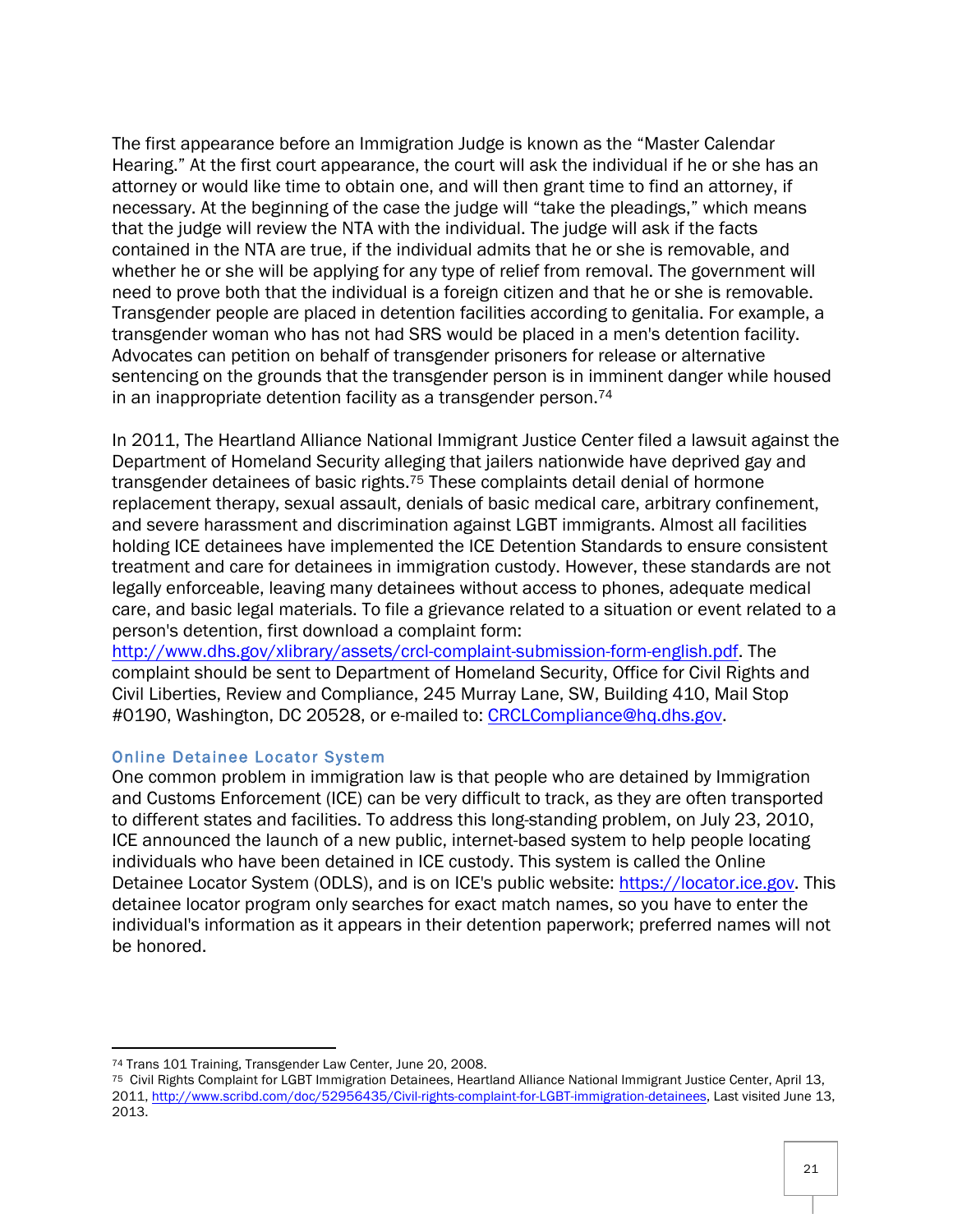The first appearance before an Immigration Judge is known as the "Master Calendar Hearing." At the first court appearance, the court will ask the individual if he or she has an attorney or would like time to obtain one, and will then grant time to find an attorney, if necessary. At the beginning of the case the judge will "take the pleadings," which means that the judge will review the NTA with the individual. The judge will ask if the facts contained in the NTA are true, if the individual admits that he or she is removable, and whether he or she will be applying for any type of relief from removal. The government will need to prove both that the individual is a foreign citizen and that he or she is removable. Transgender people are placed in detention facilities according to genitalia. For example, a transgender woman who has not had SRS would be placed in a men's detention facility. Advocates can petition on behalf of transgender prisoners for release or alternative sentencing on the grounds that the transgender person is in imminent danger while housed in an inappropriate detention facility as a transgender person.[74]

In 2011, The Heartland Alliance National Immigrant Justice Center filed a lawsuit against the Department of Homeland Security alleging that jailers nationwide have deprived gay and transgender detainees of basic rights.[75] These complaints detail denial of hormone replacement therapy, sexual assault, denials of basic medical care, arbitrary confinement, and severe harassment and discrimination against LGBT immigrants. Almost all facilities holding ICE detainees have implemented the ICE Detention Standards to ensure consistent treatment and care for detainees in immigration custody. However, these standards are not legally enforceable, leaving many detainees without access to phones, adequate medical care, and basic legal materials. To file a grievance related to a situation or event related to a person's detention, first download a complaint form: http://www.dhs.gov/xlibrary/assets/crcl-complaint-submission-form-english.pdf. The complaint should be sent to Department of Homeland Security, Office for Civil Rights and Civil Liberties, Review and Compliance, 245 Murray Lane, SW, Building 410, Mail Stop #0190, Washington, DC 20528, or e-mailed to: CRCLCompliance@hq.dhs.gov.

### Online Detainee Locator System

One common problem in immigration law is that people who are detained by Immigration and Customs Enforcement (ICE) can be very difficult to track, as they are often transported to different states and facilities. To address this long-standing problem, on July 23, 2010, ICE announced the launch of a new public, internet-based system to help people locating individuals who have been detained in ICE custody. This system is called the Online Detainee Locator System (ODLS), and is on ICE's public website: https://locator.ice.gov. This detainee locator program only searches for exact match names, so you have to enter the individual's information as it appears in their detention paperwork; preferred names will not be honored.

---

[74] Trans 101 Training, Transgender Law Center, June 20, 2008.

[75] Civil Rights Complaint for LGBT Immigration Detainees, Heartland Alliance National Immigrant Justice Center, April 13, 2011, http://www.scribd.com/doc/52956435/Civil-rights-complaint-for-LGBT-immigration-detainees, Last visited June 13, 2013.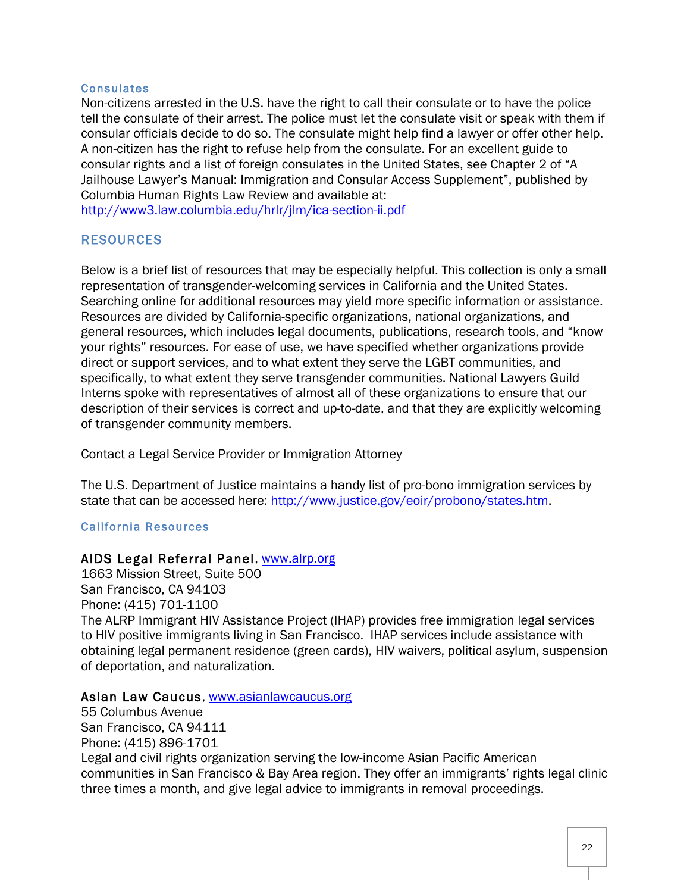### Consulates

Non-citizens arrested in the U.S. have the right to call their consulate or to have the police tell the consulate of their arrest. The police must let the consulate visit or speak with them if consular officials decide to do so. The consulate might help find a lawyer or offer other help. A non-citizen has the right to refuse help from the consulate. For an excellent guide to consular rights and a list of foreign consulates in the United States, see Chapter 2 of "A Jailhouse Lawyer's Manual: Immigration and Consular Access Supplement", published by Columbia Human Rights Law Review and available at: http://www3.law.columbia.edu/hrlr/jlm/ica-section-ii.pdf

## RESOURCES

Below is a brief list of resources that may be especially helpful. This collection is only a small representation of transgender-welcoming services in California and the United States. Searching online for additional resources may yield more specific information or assistance. Resources are divided by California-specific organizations, national organizations, and general resources, which includes legal documents, publications, research tools, and "know your rights" resources. For ease of use, we have specified whether organizations provide direct or support services, and to what extent they serve the LGBT communities, and specifically, to what extent they serve transgender communities. National Lawyers Guild Interns spoke with representatives of almost all of these organizations to ensure that our description of their services is correct and up-to-date, and that they are explicitly welcoming of transgender community members.

Contact a Legal Service Provider or Immigration Attorney

The U.S. Department of Justice maintains a handy list of pro-bono immigration services by state that can be accessed here: http://www.justice.gov/eoir/probono/states.htm.

### California Resources

**AIDS Legal Referral Panel**, www.alrp.org
1663 Mission Street, Suite 500
San Francisco, CA 94103
Phone: (415) 701-1100
The ALRP Immigrant HIV Assistance Project (IHAP) provides free immigration legal services to HIV positive immigrants living in San Francisco. IHAP services include assistance with obtaining legal permanent residence (green cards), HIV waivers, political asylum, suspension of deportation, and naturalization.

**Asian Law Caucus**, www.asianlawcaucus.org
55 Columbus Avenue
San Francisco, CA 94111
Phone: (415) 896-1701
Legal and civil rights organization serving the low-income Asian Pacific American communities in San Francisco & Bay Area region. They offer an immigrants' rights legal clinic three times a month, and give legal advice to immigrants in removal proceedings.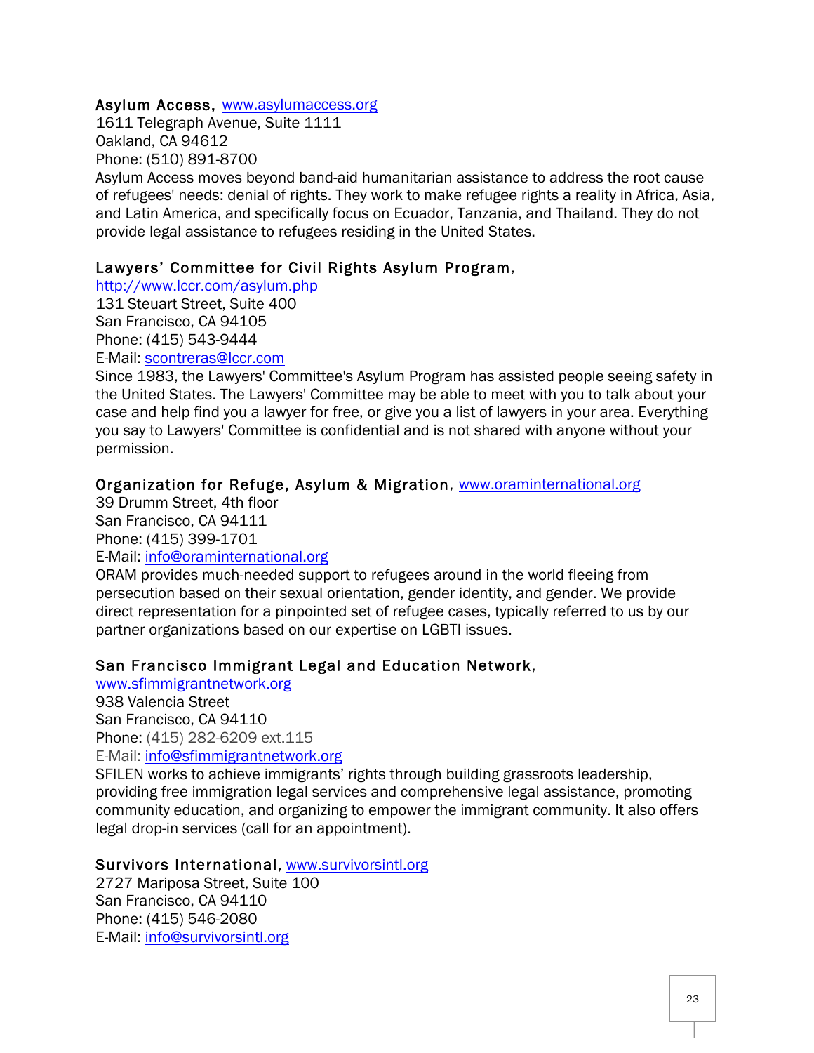**Asylum Access**, www.asylumaccess.org
1611 Telegraph Avenue, Suite 1111
Oakland, CA 94612
Phone: (510) 891-8700
Asylum Access moves beyond band-aid humanitarian assistance to address the root cause of refugees' needs: denial of rights. They work to make refugee rights a reality in Africa, Asia, and Latin America, and specifically focus on Ecuador, Tanzania, and Thailand. They do not provide legal assistance to refugees residing in the United States.

**Lawyers' Committee for Civil Rights Asylum Program**,
http://www.lccr.com/asylum.php
131 Steuart Street, Suite 400
San Francisco, CA 94105
Phone: (415) 543-9444
E-Mail: scontreras@lccr.com
Since 1983, the Lawyers' Committee's Asylum Program has assisted people seeing safety in the United States. The Lawyers' Committee may be able to meet with you to talk about your case and help find you a lawyer for free, or give you a list of lawyers in your area. Everything you say to Lawyers' Committee is confidential and is not shared with anyone without your permission.

**Organization for Refuge, Asylum & Migration**, www.oraminternational.org
39 Drumm Street, 4th floor
San Francisco, CA 94111
Phone: (415) 399-1701
E-Mail: info@oraminternational.org
ORAM provides much-needed support to refugees around in the world fleeing from persecution based on their sexual orientation, gender identity, and gender. We provide direct representation for a pinpointed set of refugee cases, typically referred to us by our partner organizations based on our expertise on LGBTI issues.

**San Francisco Immigrant Legal and Education Network**,
www.sfimmigrantnetwork.org
938 Valencia Street
San Francisco, CA 94110
Phone: (415) 282-6209 ext.115
E-Mail: info@sfimmigrantnetwork.org
SFILEN works to achieve immigrants' rights through building grassroots leadership, providing free immigration legal services and comprehensive legal assistance, promoting community education, and organizing to empower the immigrant community. It also offers legal drop-in services (call for an appointment).

**Survivors International**, www.survivorsintl.org
2727 Mariposa Street, Suite 100
San Francisco, CA 94110
Phone: (415) 546-2080
E-Mail: info@survivorsintl.org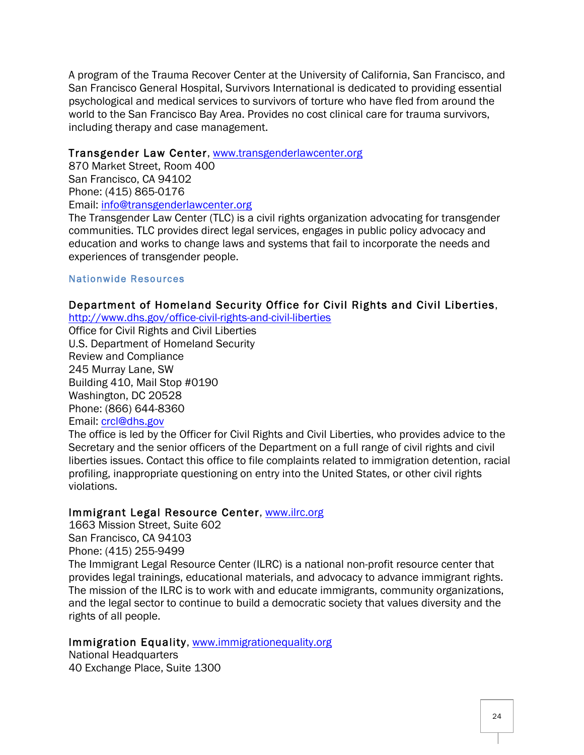A program of the Trauma Recover Center at the University of California, San Francisco, and San Francisco General Hospital, Survivors International is dedicated to providing essential psychological and medical services to survivors of torture who have fled from around the world to the San Francisco Bay Area. Provides no cost clinical care for trauma survivors, including therapy and case management.

**Transgender Law Center**, www.transgenderlawcenter.org
870 Market Street, Room 400
San Francisco, CA 94102
Phone: (415) 865-0176
Email: info@transgenderlawcenter.org
The Transgender Law Center (TLC) is a civil rights organization advocating for transgender communities. TLC provides direct legal services, engages in public policy advocacy and education and works to change laws and systems that fail to incorporate the needs and experiences of transgender people.

### Nationwide Resources

**Department of Homeland Security Office for Civil Rights and Civil Liberties**, http://www.dhs.gov/office-civil-rights-and-civil-liberties
Office for Civil Rights and Civil Liberties
U.S. Department of Homeland Security
Review and Compliance
245 Murray Lane, SW
Building 410, Mail Stop #0190
Washington, DC 20528
Phone: (866) 644-8360
Email: crcl@dhs.gov
The office is led by the Officer for Civil Rights and Civil Liberties, who provides advice to the Secretary and the senior officers of the Department on a full range of civil rights and civil liberties issues. Contact this office to file complaints related to immigration detention, racial profiling, inappropriate questioning on entry into the United States, or other civil rights violations.

**Immigrant Legal Resource Center**, www.ilrc.org
1663 Mission Street, Suite 602
San Francisco, CA 94103
Phone: (415) 255-9499
The Immigrant Legal Resource Center (ILRC) is a national non-profit resource center that provides legal trainings, educational materials, and advocacy to advance immigrant rights. The mission of the ILRC is to work with and educate immigrants, community organizations, and the legal sector to continue to build a democratic society that values diversity and the rights of all people.

**Immigration Equality**, www.immigrationequality.org
National Headquarters
40 Exchange Place, Suite 1300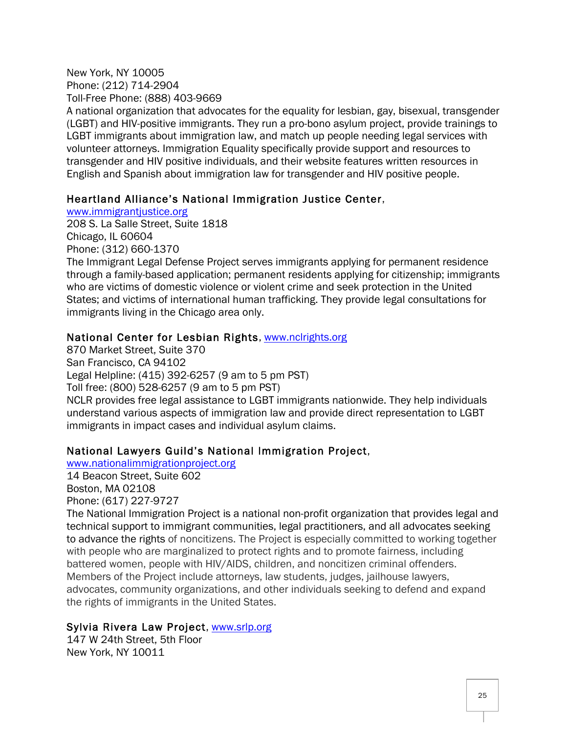New York, NY 10005
Phone: (212) 714-2904
Toll-Free Phone: (888) 403-9669
A national organization that advocates for the equality for lesbian, gay, bisexual, transgender (LGBT) and HIV-positive immigrants. They run a pro-bono asylum project, provide trainings to LGBT immigrants about immigration law, and match up people needing legal services with volunteer attorneys. Immigration Equality specifically provide support and resources to transgender and HIV positive individuals, and their website features written resources in English and Spanish about immigration law for transgender and HIV positive people.

**Heartland Alliance's National Immigration Justice Center**,
[www.immigrantjustice.org](http://www.immigrantjustice.org)
208 S. La Salle Street, Suite 1818
Chicago, IL 60604
Phone: (312) 660-1370
The Immigrant Legal Defense Project serves immigrants applying for permanent residence through a family-based application; permanent residents applying for citizenship; immigrants who are victims of domestic violence or violent crime and seek protection in the United States; and victims of international human trafficking. They provide legal consultations for immigrants living in the Chicago area only.

**National Center for Lesbian Rights**, [www.nclrights.org](http://www.nclrights.org)
870 Market Street, Suite 370
San Francisco, CA 94102
Legal Helpline: (415) 392-6257 (9 am to 5 pm PST)
Toll free: (800) 528-6257 (9 am to 5 pm PST)
NCLR provides free legal assistance to LGBT immigrants nationwide. They help individuals understand various aspects of immigration law and provide direct representation to LGBT immigrants in impact cases and individual asylum claims.

**National Lawyers Guild's National Immigration Project**,
[www.nationalimmigrationproject.org](http://www.nationalimmigrationproject.org)
14 Beacon Street, Suite 602
Boston, MA 02108
Phone: (617) 227-9727
The National Immigration Project is a national non-profit organization that provides legal and technical support to immigrant communities, legal practitioners, and all advocates seeking to advance the rights of noncitizens. The Project is especially committed to working together with people who are marginalized to protect rights and to promote fairness, including battered women, people with HIV/AIDS, children, and noncitizen criminal offenders. Members of the Project include attorneys, law students, judges, jailhouse lawyers, advocates, community organizations, and other individuals seeking to defend and expand the rights of immigrants in the United States.

**Sylvia Rivera Law Project**, [www.srlp.org](http://www.srlp.org)
147 W 24th Street, 5th Floor
New York, NY 10011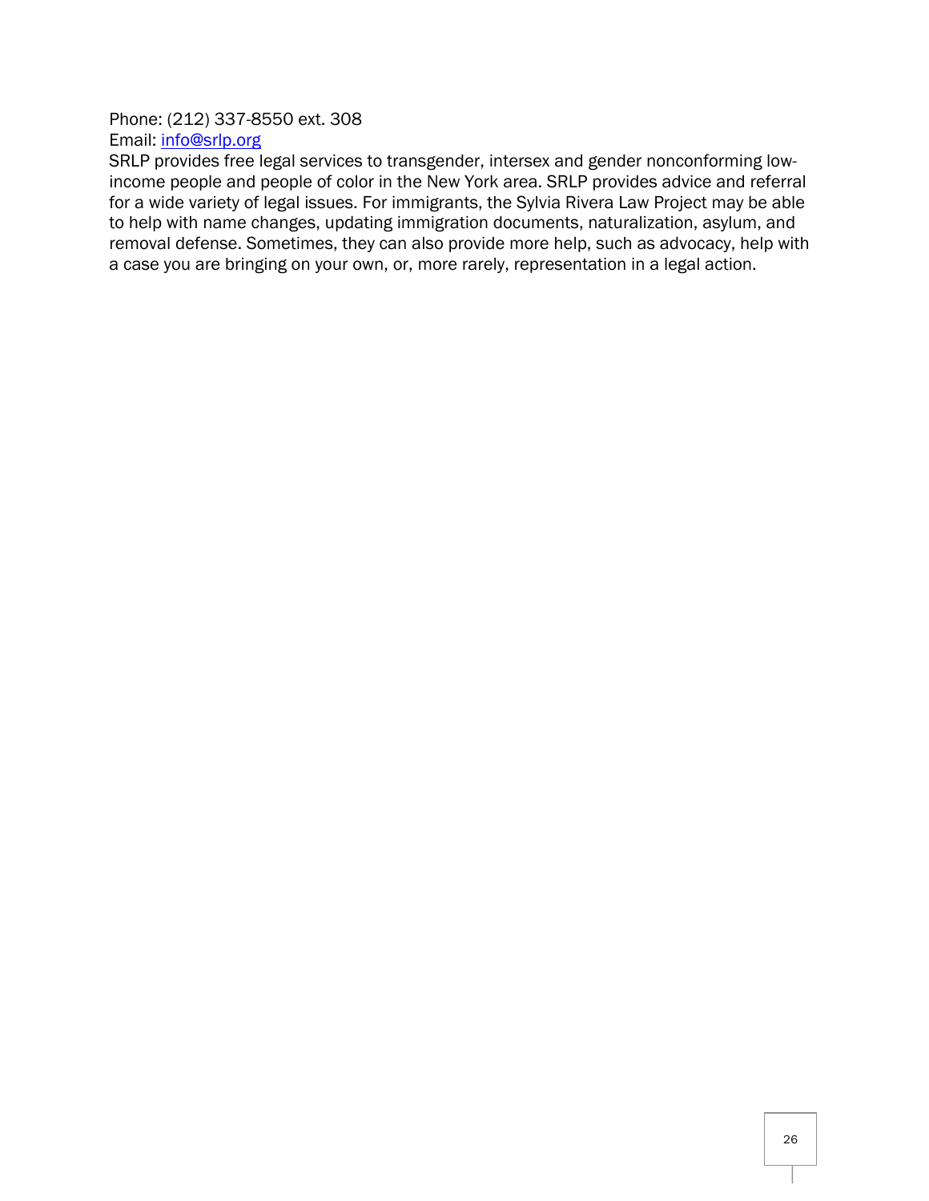Phone: (212) 337-8550 ext. 308
Email: [info@srlp.org](mailto:info@srlp.org)
SRLP provides free legal services to transgender, intersex and gender nonconforming low-income people and people of color in the New York area. SRLP provides advice and referral for a wide variety of legal issues. For immigrants, the Sylvia Rivera Law Project may be able to help with name changes, updating immigration documents, naturalization, asylum, and removal defense. Sometimes, they can also provide more help, such as advocacy, help with a case you are bringing on your own, or, more rarely, representation in a legal action.